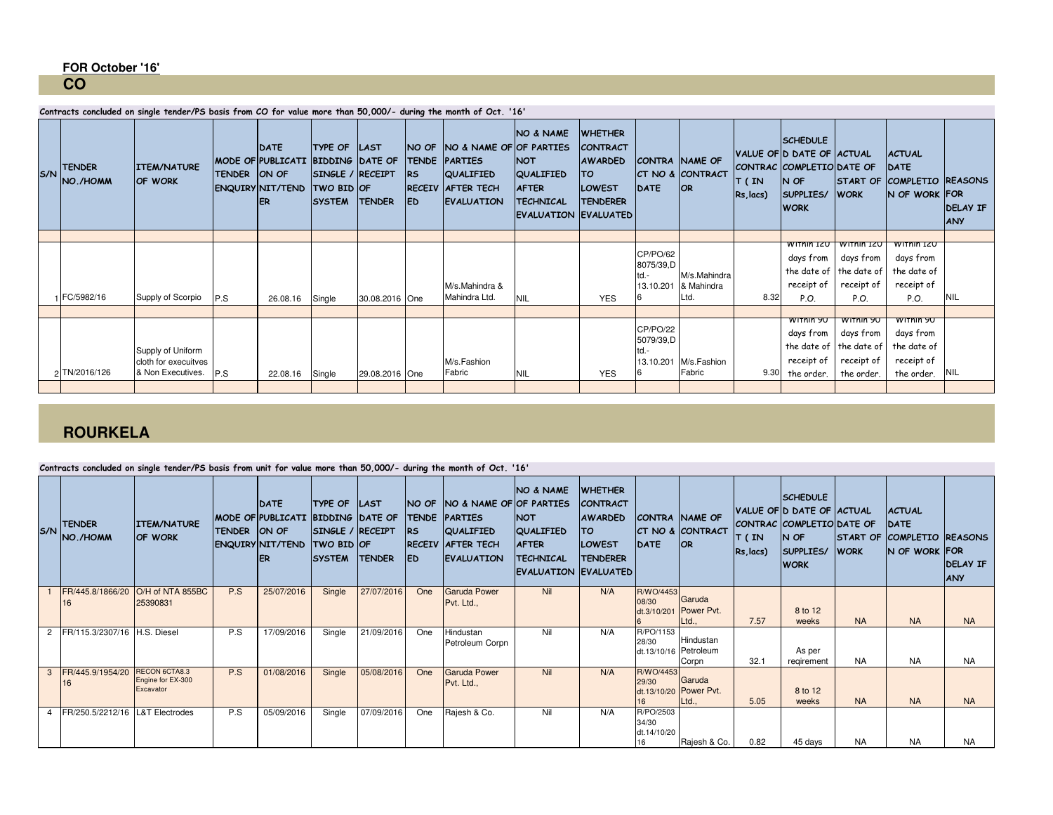**FOR October '16'**

## CO

**Contracts concluded on single tender/PS basis from CO for value more than 50,000/- during the month of Oct. '16'**

| S/N | TENDER NO./HOMM | ITEM/NATURE OF WORK | MODE OF TENDER ENQUIRY | DATE PUBLICATION OF NIT/TENDER | TYPE OF BIDDING SINGLE / TWO BID SYSTEM | LAST DATE OF RECEIPT OF TENDER | NO OF TENDERS RECEIVED | NO & NAME OF PARTIES QUALIFIED AFTER TECH EVALUATION | NO & NAME OF PARTIES NOT QUALIFIED AFTER TECHNICAL EVALUATION | WHETHER CONTRACT AWARDED TO LOWEST TENDERER EVALUATED | CONTRACT NO & DATE | NAME OF CONTRACTOR | VALUE OF CONTRACT ( IN Rs,lacs) | SCHEDULED DATE OF COMPLETION OF SUPPLIES/ WORK | ACTUAL DATE OF START OF WORK | ACTUAL DATE COMPLETION OF WORK | REASONS FOR DELAY IF ANY |
|---|---|---|---|---|---|---|---|---|---|---|---|---|---|---|---|---|---|
| 1 | FC/5982/16 | Supply of Scorpio | P.S | 26.08.16 | Single | 30.08.2016 | One | M/s.Mahindra & Mahindra Ltd. | NIL | YES | CP/PO/628075/39,Dtd.- 13.10.2016 | M/s.Mahindra & Mahindra Ltd. | 8.32 | Within 120 days from the date of receipt of P.O. | Within 120 days from the date of receipt of P.O. | Within 120 days from the date of receipt of P.O. | NIL |
| 2 | TN/2016/126 | Supply of Uniform cloth for execuitves & Non Executives. | P.S | 22.08.16 | Single | 29.08.2016 | One | M/s.Fashion Fabric | NIL | YES | CP/PO/225079/39,Dtd.- 13.10.2016 | M/s.Fashion Fabric | 9.30 | Within 90 days from the date of receipt of the order. | Within 90 days from the date of receipt of the order. | Within 90 days from the date of receipt of the order. | NIL |

## ROURKELA

**Contracts concluded on single tender/PS basis from unit for value more than 50,000/- during the month of Oct. '16'**

| S/N | TENDER NO./HOMM | ITEM/NATURE OF WORK | MODE OF TENDER ENQUIRY | DATE PUBLICATION OF NIT/TENDER | TYPE OF BIDDING SINGLE / TWO BID SYSTEM | LAST DATE OF RECEIPT OF TENDER | NO OF TENDERS RECEIVED | NO & NAME OF PARTIES QUALIFIED AFTER TECH EVALUATION | NO & NAME OF PARTIES NOT QUALIFIED AFTER TECHNICAL EVALUATION | WHETHER CONTRACT AWARDED TO LOWEST TENDERER EVALUATED | CONTRACT NO & DATE | NAME OF CONTRACTOR | VALUE OF CONTRACT ( IN Rs,lacs) | SCHEDULED DATE OF COMPLETION OF SUPPLIES/ WORK | ACTUAL DATE OF START OF WORK | ACTUAL DATE COMPLETION OF WORK | REASONS FOR DELAY IF ANY |
|---|---|---|---|---|---|---|---|---|---|---|---|---|---|---|---|---|---|
| 1 | FR/445.8/1866/2016 | O/H of NTA 855BC 25390831 | P.S | 25/07/2016 | Single | 27/07/2016 | One | Garuda Power Pvt. Ltd., | Nil | N/A | R/WO/445308/30 dt.3/10/2016 | Garuda Power Pvt. Ltd., | 7.57 | 8 to 12 weeks | NA | NA | NA |
| 2 | FR/115.3/2307/16 | H.S. Diesel | P.S | 17/09/2016 | Single | 21/09/2016 | One | Hindustan Petroleum Corpn | Nil | N/A | R/PO/115328/30 dt.13/10/16 | Hindustan Petroleum Corpn | 32.1 | As per reqirement | NA | NA | NA |
| 3 | FR/445.9/1954/2016 | RECON 6CTA8.3 Engine for EX-300 Excavator | P.S | 01/08/2016 | Single | 05/08/2016 | One | Garuda Power Pvt. Ltd., | Nil | N/A | R/WO/445329/30 dt.13/10/2016 | Garuda Power Pvt. Ltd., | 5.05 | 8 to 12 weeks | NA | NA | NA |
| 4 | FR/250.5/2212/16 | L&T Electrodes | P.S | 05/09/2016 | Single | 07/09/2016 | One | Rajesh & Co. | Nil | N/A | R/PO/250334/30 dt.14/10/2016 | Rajesh & Co. | 0.82 | 45 days | NA | NA | NA |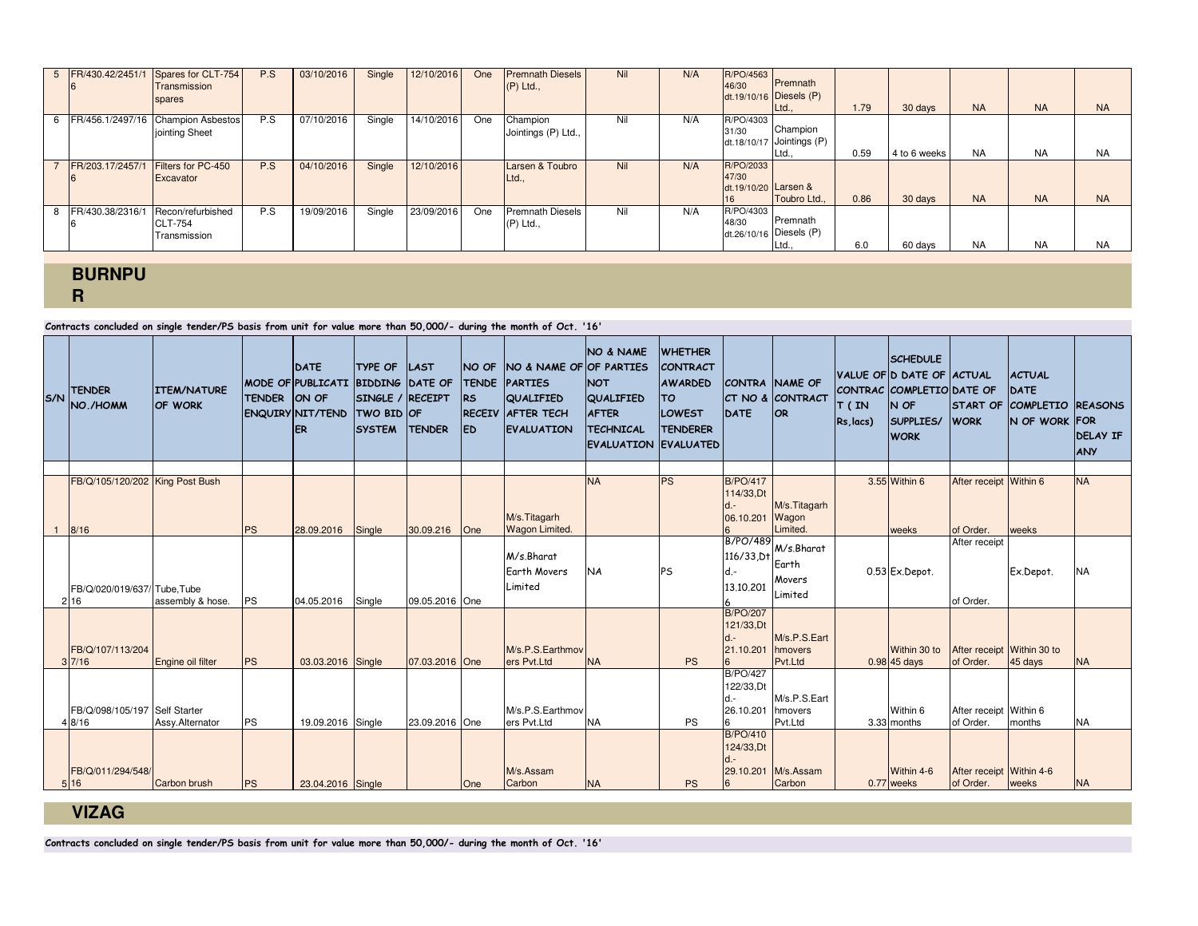| 5 | FR/430.42/2451/16 | Spares for CLT-754 Transmission spares | P.S | 03/10/2016 | Single | 12/10/2016 | One | Premnath Diesels (P) Ltd., | Nil | N/A | R/PO/4563 46/30 dt.19/10/16 | Premnath Diesels (P) Ltd., | 1.79 | 30 days | NA | NA | NA |
|---|---|---|---|---|---|---|---|---|---|---|---|---|---|---|---|---|---|
| 6 | FR/456.1/2497/16 | Champion Asbestos jointing Sheet | P.S | 07/10/2016 | Single | 14/10/2016 | One | Champion Jointings (P) Ltd., | Nil | N/A | R/PO/4303 31/30 dt.18/10/17 | Champion Jointings (P) Ltd., | 0.59 | 4 to 6 weeks | NA | NA | NA |
| 7 | FR/203.17/2457/16 | Filters for PC-450 Excavator | P.S | 04/10/2016 | Single | 12/10/2016 | | Larsen & Toubro Ltd., | Nil | N/A | R/PO/2033 47/30 dt.19/10/2016 | Larsen & Toubro Ltd., | 0.86 | 30 days | NA | NA | NA |
| 8 | FR/430.38/2316/16 | Recon/refurbished CLT-754 Transmission | P.S | 19/09/2016 | Single | 23/09/2016 | One | Premnath Diesels (P) Ltd., | Nil | N/A | R/PO/4303 48/30 dt.26/10/16 | Premnath Diesels (P) Ltd., | 6.0 | 60 days | NA | NA | NA |

## BURNPUR

**Contracts concluded on single tender/PS basis from unit for value more than 50,000/- during the month of Oct. '16'**

| S/N | TENDER NO./HOMM | ITEM/NATURE OF WORK | MODE OF TENDER ENQUIRY | DATE OF PUBLICATION OF NIT/TENDER | TYPE OF BIDDING SINGLE / TWO BID SYSTEM | LAST DATE OF RECEIPT OF TENDER | NO OF TENDERS RECEIVED | NO & NAME OF PARTIES QUALIFIED AFTER TECH EVALUATION | NO & NAME OF PARTIES NOT QUALIFIED AFTER TECHNICAL EVALUATION | WHETHER CONTRACT AWARDED TO LOWEST TENDERER EVALUATED | CONTRACT NO & DATE | NAME OF CONTRACTOR | VALUE OF CONTRACT (IN Rs,lacs) | SCHEDULED DATE OF COMPLETION OF SUPPLIES/ WORK | ACTUAL DATE OF START OF WORK | ACTUAL DATE COMPLETION OF WORK | REASONS FOR DELAY IF ANY |
|---|---|---|---|---|---|---|---|---|---|---|---|---|---|---|---|---|---|
| 1 | FB/Q/105/120/2028/16 | King Post Bush | PS | 28.09.2016 | Single | 30.09.216 | One | M/s.Titagarh Wagon Limited. | NA | PS | B/PO/417114/33,Dt d.-06.10.2016 | M/s.Titagarh Wagon Limited. | 3.55 | Within 6 weeks | After receipt of Order. | Within 6 weeks | NA |
| 2 | FB/Q/020/019/637/16 | Tube,Tube assembly & hose. | PS | 04.05.2016 | Single | 09.05.2016 | One | M/s.Bharat Earth Movers Limited | NA | PS | B/PO/489116/33,Dt d.-13.10.2016 | M/s.Bharat Earth Movers Limited | 0.53 | Ex.Depot. | After receipt of Order. | Ex.Depot. | NA |
| 3 | FB/Q/107/113/2047/16 | Engine oil filter | PS | 03.03.2016 | Single | 07.03.2016 | One | M/s.P.S.Earthmovers Pvt.Ltd | NA | PS | B/PO/207121/33,Dt d.-21.10.2016 | M/s.P.S.Earthmovers Pvt.Ltd | 0.98 | Within 30 to 45 days | After receipt of Order. | Within 30 to 45 days | NA |
| 4 | FB/Q/098/105/1978/16 | Self Starter Assy.Alternator | PS | 19.09.2016 | Single | 23.09.2016 | One | M/s.P.S.Earthmovers Pvt.Ltd | NA | PS | B/PO/427122/33,Dt d.-26.10.2016 | M/s.P.S.Earthmovers Pvt.Ltd | 3.33 | Within 6 months | After receipt of Order. | Within 6 months | NA |
| 5 | FB/Q/011/294/548/16 | Carbon brush | PS | 23.04.2016 | Single | | One | M/s.Assam Carbon | NA | PS | B/PO/410124/33,Dt d.-29.10.2016 | M/s.Assam Carbon | 0.77 | Within 4-6 weeks | After receipt of Order. | Within 4-6 weeks | NA |

## VIZAG

**Contracts concluded on single tender/PS basis from unit for value more than 50,000/- during the month of Oct. '16'**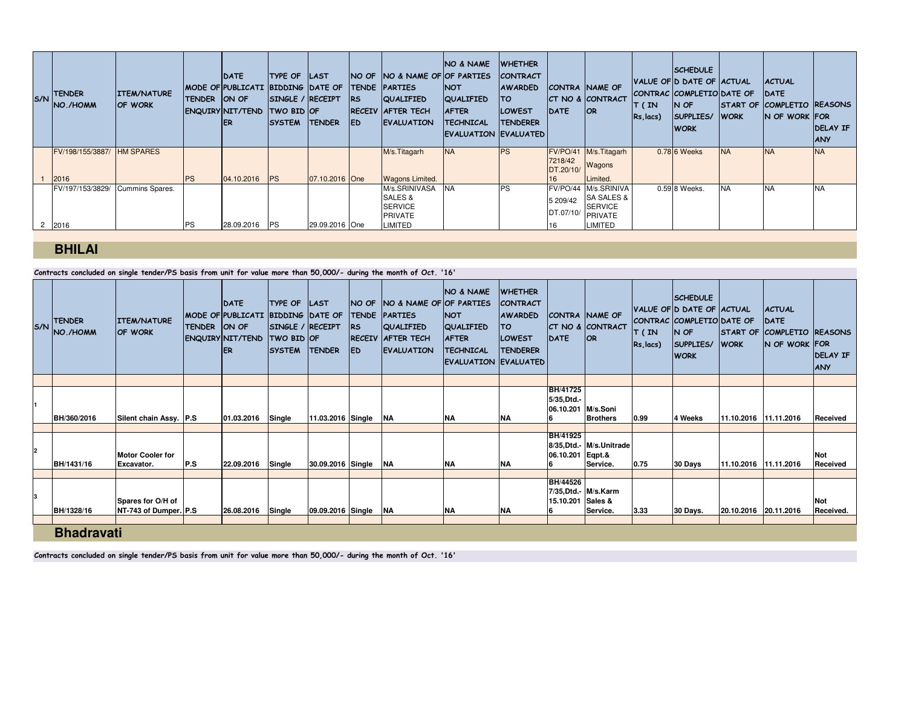| S/N | TENDER NO./HOMM | ITEM/NATURE OF WORK | MODE OF TENDER ENQUIRY | DATE OF PUBLICATION OF NIT/TENDER | TYPE OF BIDDING SINGLE / TWO BID SYSTEM | LAST DATE OF RECEIPT OF TENDER | NO OF TENDERS RECEIVED | NO & NAME OF PARTIES QUALIFIED AFTER TECH EVALUATION | NO & NAME OF PARTIES NOT QUALIFIED AFTER TECHNICAL EVALUATION | WHETHER CONTRACT AWARDED TO LOWEST EVALUATED | CONTRACT NO & DATE | NAME OF CONTRACTOR | VALUE OF CONTRACT ( IN Rs,lacs) | SCHEDULED DATE OF COMPLETION OF SUPPLIES/ WORK | ACTUAL DATE OF START OF WORK | ACTUAL DATE COMPLETION OF WORK | REASONS FOR DELAY IF ANY |
|---|---|---|---|---|---|---|---|---|---|---|---|---|---|---|---|---|---|
| 1 | FV/198/155/3887/ 2016 | HM SPARES | PS | 04.10.2016 | PS | 07.10.2016 | One | M/s.Titagarh Wagons Limited. | NA | PS | FV/PO/41 7218/42 DT.20/10/ 16 | M/s.Titagarh Wagons Limited. | 0.78 | 6 Weeks | NA | NA | NA |
| 2 | FV/197/153/3829/ 2016 | Cummins Spares. | PS | 28.09.2016 | PS | 29.09.2016 | One | M/s.SRINIVASA SALES & SERVICE PRIVATE LIMITED | NA | PS | FV/PO/44 5 209/42 DT.07/10/ 16 | M/s.SRINIVASA SALES & SERVICE PRIVATE LIMITED | 0.59 | 8 Weeks. | NA | NA | NA |

## BHILAI

**Contracts concluded on single tender/PS basis from unit for value more than 50,000/- during the month of Oct. '16'**

| S/N | TENDER NO./HOMM | ITEM/NATURE OF WORK | MODE OF TENDER ENQUIRY | DATE OF PUBLICATION OF NIT/TENDER | TYPE OF BIDDING SINGLE / TWO BID SYSTEM | LAST DATE OF RECEIPT OF TENDER | NO OF TENDERS RECEIVED | NO & NAME OF PARTIES QUALIFIED AFTER TECH EVALUATION | NO & NAME OF PARTIES NOT QUALIFIED AFTER TECHNICAL EVALUATION | WHETHER CONTRACT AWARDED TO LOWEST TENDERER EVALUATED | CONTRACT NO & DATE | NAME OF CONTRACTOR | VALUE OF CONTRACT ( IN Rs,lacs) | SCHEDULED DATE OF COMPLETION OF SUPPLIES/ WORK | ACTUAL DATE OF START OF WORK | ACTUAL DATE COMPLETION OF WORK | REASONS FOR DELAY IF ANY |
|---|---|---|---|---|---|---|---|---|---|---|---|---|---|---|---|---|---|
| 1 | BH/360/2016 | Silent chain Assy. | P.S | 01.03.2016 | Single | 11.03.2016 | Single | NA | NA | NA | BH/41725 5/35,Dtd.- 06.10.2016 | M/s.Soni Brothers | 0.99 | 4 Weeks | 11.10.2016 | 11.11.2016 | Received |
| 2 | BH/1431/16 | Motor Cooler for Excavator. | P.S | 22.09.2016 | Single | 30.09.2016 | Single | NA | NA | NA | BH/41925 8/35,Dtd.- 06.10.2016 | M/s.Unitrade Eqpt.& Service. | 0.75 | 30 Days | 11.10.2016 | 11.11.2016 | Not Received |
| 3 | BH/1328/16 | Spares for O/H of NT-743 of Dumper. | P.S | 26.08.2016 | Single | 09.09.2016 | Single | NA | NA | NA | BH/44526 7/35,Dtd.- 15.10.2016 | M/s.Karm Sales & Service. | 3.33 | 30 Days. | 20.10.2016 | 20.11.2016 | Not Received. |

## Bhadravati

**Contracts concluded on single tender/PS basis from unit for value more than 50,000/- during the month of Oct. '16'**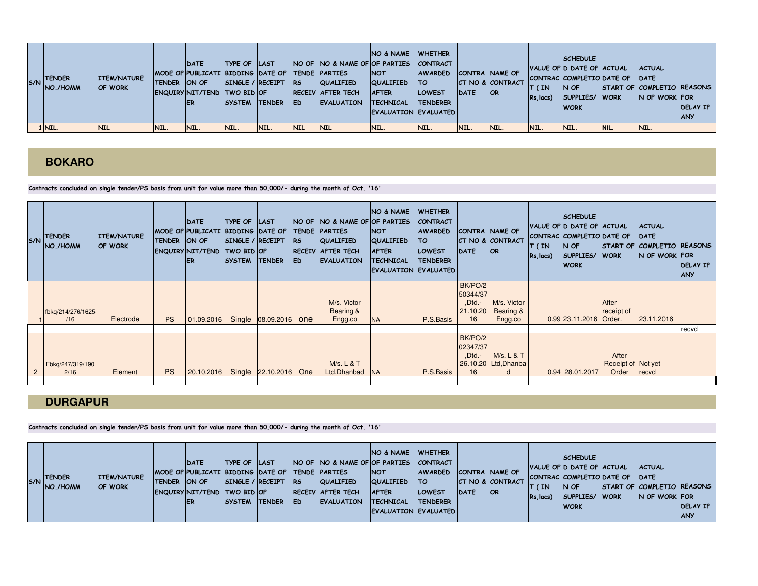| S/N | TENDER NO./HOMM | ITEM/NATURE OF WORK | MODE OF TENDER ENQUIRY | DATE OF PUBLICATION OF NIT/TENDER | TYPE OF BIDDING SINGLE / TWO BID SYSTEM | LAST DATE OF RECEIPT OF TENDER | NO OF TENDERS RECEIVED | NO & NAME OF PARTIES QUALIFIED AFTER TECH EVALUATION | NO & NAME OF PARTIES NOT QUALIFIED AFTER TECHNICAL EVALUATION | WHETHER CONTRACT AWARDED TO LOWEST TENDERER EVALUATED | CONTRACT NO & DATE | NAME OF CONTRACTOR | VALUE OF CONTRACT (IN Rs,lacs) | SCHEDULED DATE OF COMPLETION OF SUPPLIES/ WORK | ACTUAL DATE OF START OF WORK | ACTUAL DATE COMPLETION OF WORK | REASONS FOR DELAY IF ANY |
|---|---|---|---|---|---|---|---|---|---|---|---|---|---|---|---|---|---|
| 1 | NIL. | NIL | NIL. | NIL. | NIL. | NIL. | NIL | NIL | NIL. | NIL. | NIL. | NIL. | NIL. | NIL. | NIL. | NIL. | |

## BOKARO

**Contracts concluded on single tender/PS basis from unit for value more than 50,000/- during the month of Oct. '16'**

| S/N | TENDER NO./HOMM | ITEM/NATURE OF WORK | MODE OF TENDER ENQUIRY | DATE OF PUBLICATION OF NIT/TENDER | TYPE OF BIDDING SINGLE / TWO BID SYSTEM | LAST DATE OF RECEIPT OF TENDER | NO OF TENDERS RECEIVED | NO & NAME OF PARTIES QUALIFIED AFTER TECH EVALUATION | NO & NAME OF PARTIES NOT QUALIFIED AFTER TECHNICAL EVALUATION | WHETHER CONTRACT AWARDED TO LOWEST TENDERER EVALUATED | CONTRACT NO & DATE | NAME OF CONTRACTOR | VALUE OF CONTRACT (IN Rs,lacs) | SCHEDULED DATE OF COMPLETION OF SUPPLIES/ WORK | ACTUAL DATE OF START OF WORK | ACTUAL DATE COMPLETION OF WORK | REASONS FOR DELAY IF ANY |
|---|---|---|---|---|---|---|---|---|---|---|---|---|---|---|---|---|---|
| 1 | fbkq/214/276/1625/16 | Electrode | PS | 01.09.2016 | Single | 08.09.2016 | one | M/s. Victor Bearing & Engg.co | NA | P.S.Basis | BK/PO/250344/37,Dtd.-21.10.2016 | M/s. Victor Bearing & Engg.co | 0.99 | 23.11.2016 | After receipt of Order. | 23.11.2016 | |
| | | | | | | | | | | | | | | | | | recvd |
| 2 | Fbkq/247/319/1902/16 | Element | PS | 20.10.2016 | Single | 22.10.2016 | One | M/s. L & T Ltd,Dhanbad | NA | P.S.Basis | BK/PO/202347/37,Dtd.-26.10.2016 | M/s. L & T Ltd,Dhanbad | 0.94 | 28.01.2017 | After Receipt of Order | Not yet recvd | |

## DURGAPUR

**Contracts concluded on single tender/PS basis from unit for value more than 50,000/- during the month of Oct. '16'**

| S/N | TENDER NO./HOMM | ITEM/NATURE OF WORK | MODE OF TENDER ENQUIRY | DATE OF PUBLICATION OF NIT/TENDER | TYPE OF BIDDING SINGLE / TWO BID SYSTEM | LAST DATE OF RECEIPT OF TENDER | NO OF TENDERS RECEIVED | NO & NAME OF PARTIES QUALIFIED AFTER TECH EVALUATION | NO & NAME OF PARTIES NOT QUALIFIED AFTER TECHNICAL EVALUATION | WHETHER CONTRACT AWARDED TO LOWEST TENDERER EVALUATED | CONTRACT NO & DATE | NAME OF CONTRACTOR | VALUE OF CONTRACT (IN Rs,lacs) | SCHEDULED DATE OF COMPLETION OF SUPPLIES/ WORK | ACTUAL DATE OF START OF WORK | ACTUAL DATE COMPLETION OF WORK | REASONS FOR DELAY IF ANY |
|---|---|---|---|---|---|---|---|---|---|---|---|---|---|---|---|---|---|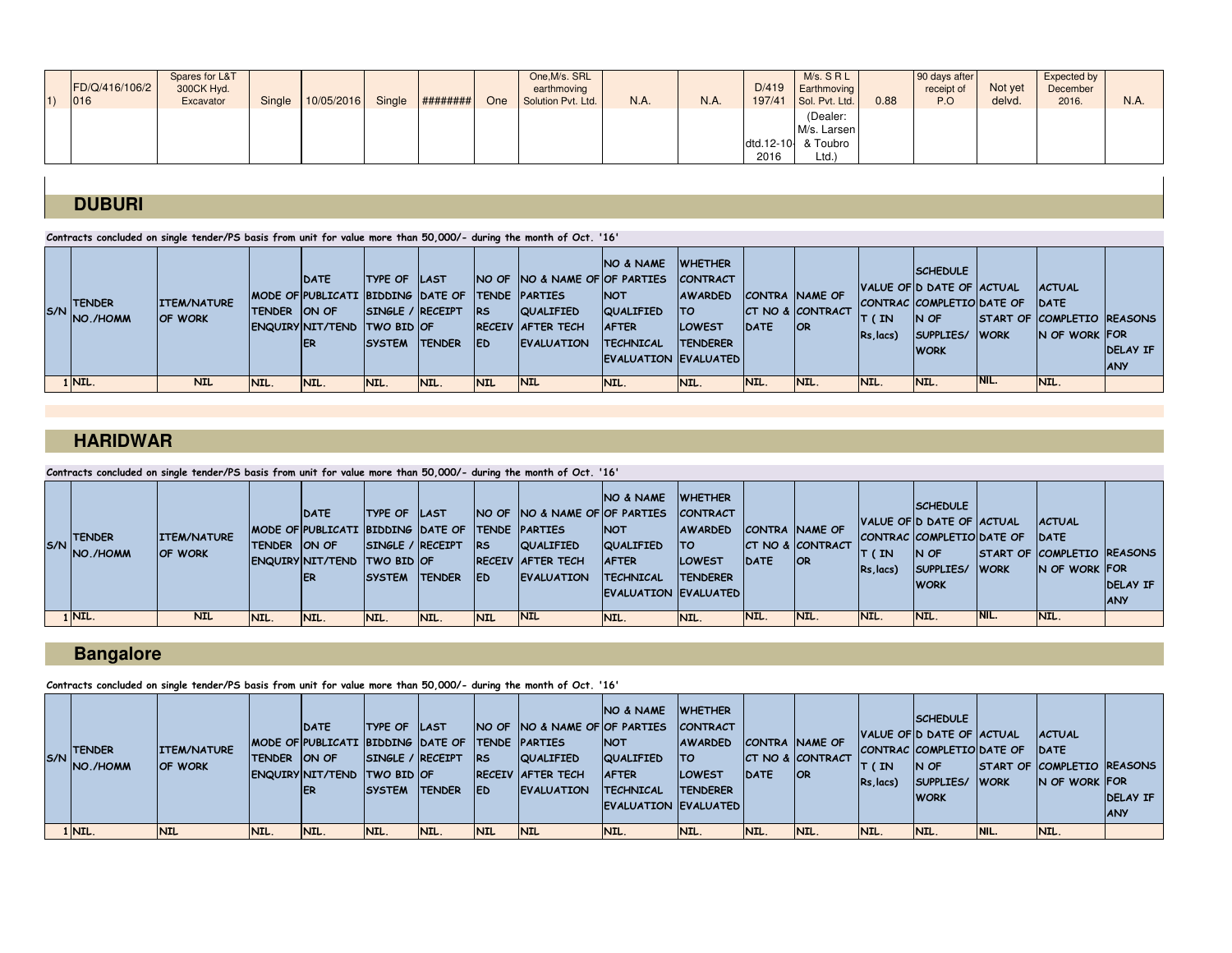| 1) | FD/Q/416/106/2016 | Spares for L&T 300CK Hyd. Excavator | Single | 10/05/2016 | Single | ######## | One | One,M/s. SRL earthmoving Solution Pvt. Ltd. | N.A. | N.A. | D/419197/41 dtd.12-10-2016 | M/s. S R L Earthmoving Sol. Pvt. Ltd. (Dealer: M/s. Larsen & Toubro Ltd.) | 0.88 | 90 days after receipt of P.O | Not yet delvd. | Expected by December 2016. | N.A. |
|---|---|---|---|---|---|---|---|---|---|---|---|---|---|---|---|---|---|

## DUBURI

**Contracts concluded on single tender/PS basis from unit for value more than 50,000/- during the month of Oct. '16'**

| S/N | TENDER NO./HOMM | ITEM/NATURE OF WORK | MODE OF TENDER ENQUIRY | DATE PUBLICATION OF NIT/TENDER | TYPE OF BIDDING SINGLE / TWO BID SYSTEM | LAST DATE OF RECEIPT OF TENDER | NO OF TENDERS RECEIVED | NO & NAME OF PARTIES QUALIFIED AFTER TECH EVALUATION | NO & NAME OF PARTIES NOT QUALIFIED AFTER TECHNICAL EVALUATION | WHETHER CONTRACT AWARDED TO LOWEST TENDERER EVALUATED | CONTRACT NO & DATE | NAME OF CONTRACTOR | VALUE OF CONTRACT (IN Rs,lacs) | SCHEDULED DATE OF COMPLETION OF SUPPLIES/WORK | ACTUAL DATE OF START OF WORK | ACTUAL DATE COMPLETION OF WORK | REASONS FOR DELAY IF ANY |
|---|---|---|---|---|---|---|---|---|---|---|---|---|---|---|---|---|---|
| 1 | NIL. | NIL | NIL. | NIL. | NIL. | NIL. | NIL | NIL | NIL. | NIL. | NIL. | NIL. | NIL. | NIL. | NIL. | NIL. | |

## HARIDWAR

**Contracts concluded on single tender/PS basis from unit for value more than 50,000/- during the month of Oct. '16'**

| S/N | TENDER NO./HOMM | ITEM/NATURE OF WORK | MODE OF TENDER ENQUIRY | DATE PUBLICATION OF NIT/TENDER | TYPE OF BIDDING SINGLE / TWO BID SYSTEM | LAST DATE OF RECEIPT OF TENDER | NO OF TENDERS RECEIVED | NO & NAME OF PARTIES QUALIFIED AFTER TECH EVALUATION | NO & NAME OF PARTIES NOT QUALIFIED AFTER TECHNICAL EVALUATION | WHETHER CONTRACT AWARDED TO LOWEST TENDERER EVALUATED | CONTRACT NO & DATE | NAME OF CONTRACTOR | VALUE OF CONTRACT (IN Rs,lacs) | SCHEDULED DATE OF COMPLETION OF SUPPLIES/WORK | ACTUAL DATE OF START OF WORK | ACTUAL DATE COMPLETION OF WORK | REASONS FOR DELAY IF ANY |
|---|---|---|---|---|---|---|---|---|---|---|---|---|---|---|---|---|---|
| 1 | NIL. | NIL | NIL. | NIL. | NIL. | NIL. | NIL | NIL | NIL. | NIL. | NIL. | NIL. | NIL. | NIL. | NIL. | NIL. | |

## Bangalore

**Contracts concluded on single tender/PS basis from unit for value more than 50,000/- during the month of Oct. '16'**

| S/N | TENDER NO./HOMM | ITEM/NATURE OF WORK | MODE OF TENDER ENQUIRY | DATE PUBLICATION OF NIT/TENDER | TYPE OF BIDDING SINGLE / TWO BID SYSTEM | LAST DATE OF RECEIPT OF TENDER | NO OF TENDERS RECEIVED | NO & NAME OF PARTIES QUALIFIED AFTER TECH EVALUATION | NO & NAME OF PARTIES NOT QUALIFIED AFTER TECHNICAL EVALUATION | WHETHER CONTRACT AWARDED TO LOWEST TENDERER EVALUATED | CONTRACT NO & DATE | NAME OF CONTRACTOR | VALUE OF CONTRACT (IN Rs,lacs) | SCHEDULED DATE OF COMPLETION OF SUPPLIES/WORK | ACTUAL DATE OF START OF WORK | ACTUAL DATE COMPLETION OF WORK | REASONS FOR DELAY IF ANY |
|---|---|---|---|---|---|---|---|---|---|---|---|---|---|---|---|---|---|
| 1 | NIL. | NIL | NIL. | NIL. | NIL. | NIL. | NIL | NIL | NIL. | NIL. | NIL. | NIL. | NIL. | NIL. | NIL. | NIL. | |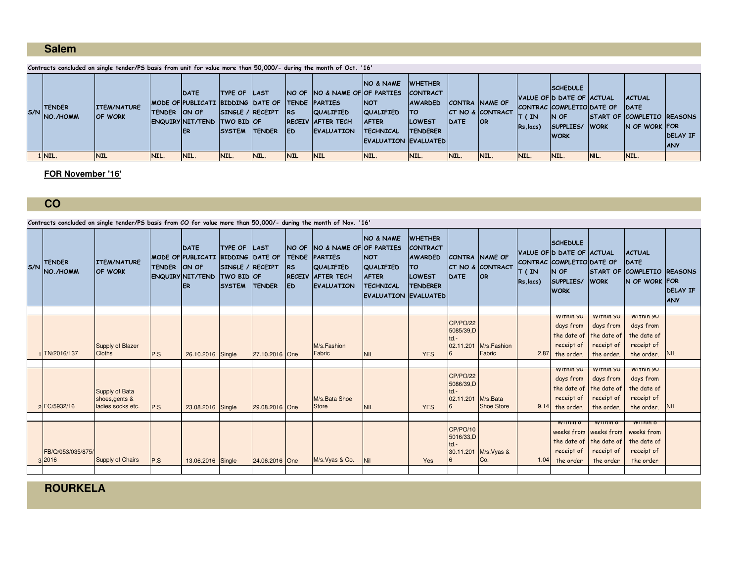## Salem

**Contracts concluded on single tender/PS basis from unit for value more than 50,000/- during the month of Oct. '16'**

| S/N | TENDER NO./HOMM | ITEM/NATURE OF WORK | MODE OF TENDER ENQUIRY | DATE OF PUBLICATION OF NIT/TENDER | TYPE OF BIDDING SINGLE / TWO BID SYSTEM | LAST DATE OF RECEIPT OF TENDER | NO OF TENDERS RECEIVED | NO & NAME OF PARTIES QUALIFIED AFTER TECH EVALUATION | NO & NAME OF PARTIES NOT QUALIFIED AFTER TECHNICAL EVALUATION | WHETHER CONTRACT AWARDED TO LOWEST TENDERER EVALUATED | CONTRACT NO & DATE | NAME OF CONTRACTOR | VALUE OF CONTRACT ( IN Rs,lacs) | SCHEDULED DATE OF COMPLETION OF SUPPLIES/ WORK | ACTUAL DATE OF START OF WORK | ACTUAL DATE COMPLETION OF WORK | REASONS FOR DELAY IF ANY |
|---|---|---|---|---|---|---|---|---|---|---|---|---|---|---|---|---|---|
| 1 | NIL. | NIL | NIL. | NIL. | NIL. | NIL. | NIL | NIL | NIL. | NIL. | NIL. | NIL. | NIL. | NIL. | NIL. | NIL. | |

**FOR November '16'**

## CO

**Contracts concluded on single tender/PS basis from CO for value more than 50,000/- during the month of Nov. '16'**

| S/N | TENDER NO./HOMM | ITEM/NATURE OF WORK | MODE OF TENDER ENQUIRY | DATE OF PUBLICATION OF NIT/TENDER | TYPE OF BIDDING SINGLE / TWO BID SYSTEM | LAST DATE OF RECEIPT OF TENDER | NO OF TENDERS RECEIVED | NO & NAME OF PARTIES QUALIFIED AFTER TECH EVALUATION | NO & NAME OF PARTIES NOT QUALIFIED AFTER TECHNICAL EVALUATION | WHETHER CONTRACT AWARDED TO LOWEST TENDERER EVALUATED | CONTRACT NO & DATE | NAME OF CONTRACTOR | VALUE OF CONTRACT ( IN Rs,lacs) | SCHEDULED DATE OF COMPLETION OF SUPPLIES/ WORK | ACTUAL DATE OF START OF WORK | ACTUAL DATE COMPLETION OF WORK | REASONS FOR DELAY IF ANY |
|---|---|---|---|---|---|---|---|---|---|---|---|---|---|---|---|---|---|
| 1 | TN/2016/137 | Supply of Blazer Cloths | P.S | 26.10.2016 | Single | 27.10.2016 | One | M/s.Fashion Fabric | NIL | YES | CP/PO/225085/39,Dtd.-02.11.2016 | M/s.Fashion Fabric | 2.87 | Within 90 days from the date of receipt of the order. | Within 90 days from the date of receipt of the order. | Within 90 days from the date of receipt of the order. | NIL |
| 2 | FC/5932/16 | Supply of Bata shoes,gents & ladies socks etc. | P.S | 23.08.2016 | Single | 29.08.2016 | One | M/s.Bata Shoe Store | NIL | YES | CP/PO/225086/39,Dtd.-02.11.2016 | M/s.Bata Shoe Store | 9.14 | Within 90 days from the date of receipt of the order. | Within 90 days from the date of receipt of the order. | Within 90 days from the date of receipt of the order. | NIL |
| 3 | FB/Q/053/035/875/2016 | Supply of Chairs | P.S | 13.06.2016 | Single | 24.06.2016 | One | M/s.Vyas & Co. | Nil | Yes | CP/PO/105016/33,Dtd.-30.11.2016 | M/s.Vyas & Co. | 1.04 | Within 8 weeks from the date of receipt of the order | Within 8 weeks from the date of receipt of the order | Within 8 weeks from the date of receipt of the order | |

## ROURKELA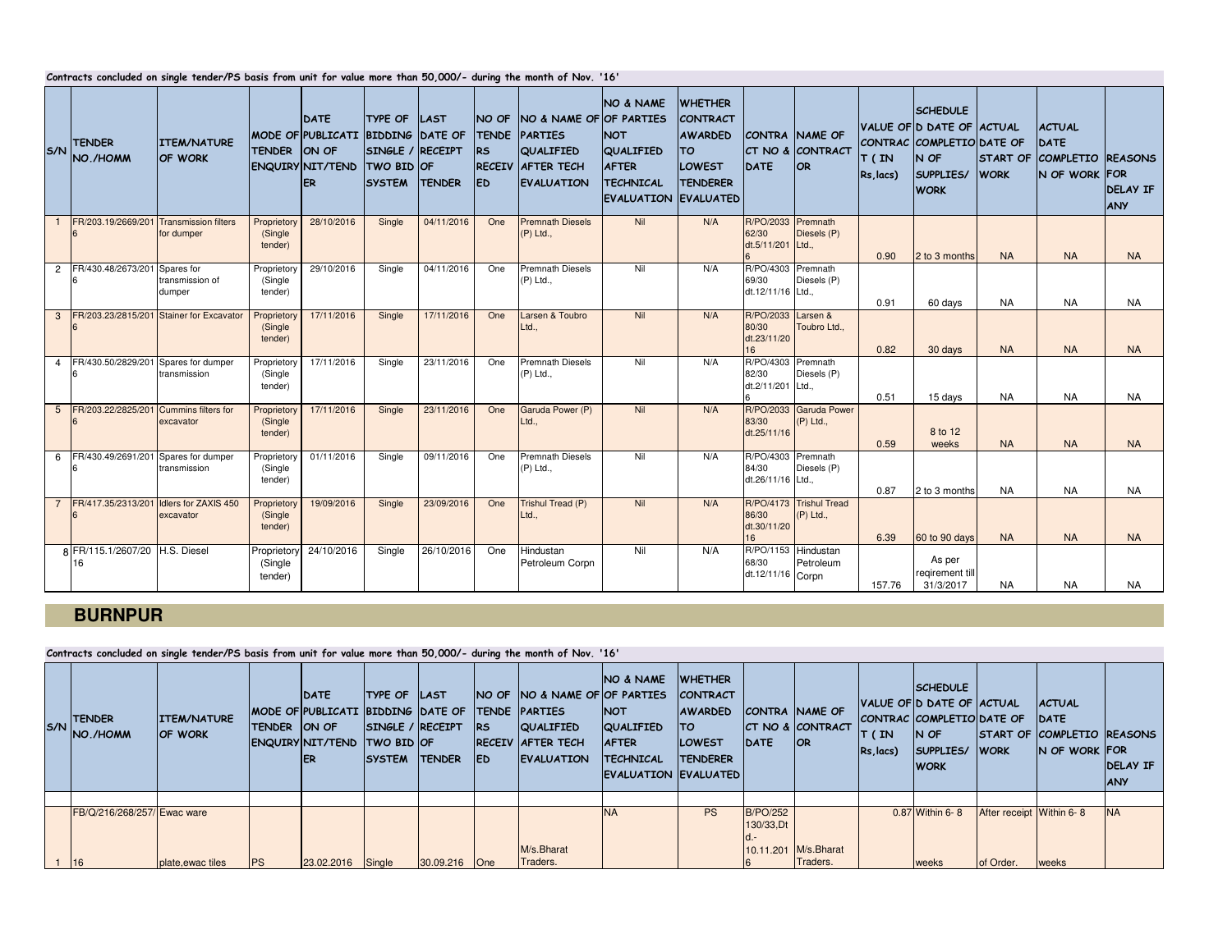**Contracts concluded on single tender/PS basis from unit for value more than 50,000/- during the month of Nov. '16'**

| S/N | TENDER NO./HOMM | ITEM/NATURE OF WORK | MODE OF TENDER ENQUIRY | DATE PUBLICATION OF NIT/TENDER | TYPE OF BIDDING SINGLE / TWO BID SYSTEM | LAST DATE OF RECEIPT OF TENDER | NO OF TENDERS RECEIVED | NO & NAME OF PARTIES QUALIFIED AFTER TECH EVALUATION | NO & NAME OF PARTIES NOT QUALIFIED AFTER TECHNICAL EVALUATION | WHETHER CONTRACT AWARDED TO LOWEST TENDERER EVALUATED | CONTRACT NO & DATE | NAME OF CONTRACTOR | VALUE OF CONTRACT (IN Rs,lacs) | SCHEDULED DATE OF COMPLETION OF SUPPLIES/ WORK | ACTUAL DATE OF START OF WORK | ACTUAL DATE COMPLETION OF WORK | REASONS FOR DELAY IF ANY |
|---|---|---|---|---|---|---|---|---|---|---|---|---|---|---|---|---|---|
| 1 | FR/203.19/2669/2016 | Transmission filters for dumper | Proprietory (Single tender) | 28/10/2016 | Single | 04/11/2016 | One | Premnath Diesels (P) Ltd., | Nil | N/A | R/PO/2033 62/30 dt.5/11/2016 | Premnath Diesels (P) Ltd., | 0.90 | 2 to 3 months | NA | NA | NA |
| 2 | FR/430.48/2673/2016 | Spares for transmission of dumper | Proprietory (Single tender) | 29/10/2016 | Single | 04/11/2016 | One | Premnath Diesels (P) Ltd., | Nil | N/A | R/PO/4303 69/30 dt.12/11/16 | Premnath Diesels (P) Ltd., | 0.91 | 60 days | NA | NA | NA |
| 3 | FR/203.23/2815/2016 | Stainer for Excavator | Proprietory (Single tender) | 17/11/2016 | Single | 17/11/2016 | One | Larsen & Toubro Ltd., | Nil | N/A | R/PO/2033 80/30 dt.23/11/2016 | Larsen & Toubro Ltd., | 0.82 | 30 days | NA | NA | NA |
| 4 | FR/430.50/2829/2016 | Spares for dumper transmission | Proprietory (Single tender) | 17/11/2016 | Single | 23/11/2016 | One | Premnath Diesels (P) Ltd., | Nil | N/A | R/PO/4303 82/30 dt.2/11/2016 | Premnath Diesels (P) Ltd., | 0.51 | 15 days | NA | NA | NA |
| 5 | FR/203.22/2825/2016 | Cummins filters for excavator | Proprietory (Single tender) | 17/11/2016 | Single | 23/11/2016 | One | Garuda Power (P) Ltd., | Nil | N/A | R/PO/2033 83/30 dt.25/11/16 | Garuda Power (P) Ltd., | 0.59 | 8 to 12 weeks | NA | NA | NA |
| 6 | FR/430.49/2691/2016 | Spares for dumper transmission | Proprietory (Single tender) | 01/11/2016 | Single | 09/11/2016 | One | Premnath Diesels (P) Ltd., | Nil | N/A | R/PO/4303 84/30 dt.26/11/16 | Premnath Diesels (P) Ltd., | 0.87 | 2 to 3 months | NA | NA | NA |
| 7 | FR/417.35/2313/2016 | Idlers for ZAXIS 450 excavator | Proprietory (Single tender) | 19/09/2016 | Single | 23/09/2016 | One | Trishul Tread (P) Ltd., | Nil | N/A | R/PO/4173 86/30 dt.30/11/2016 | Trishul Tread (P) Ltd., | 6.39 | 60 to 90 days | NA | NA | NA |
| 8 | FR/115.1/2607/2016 | H.S. Diesel | Proprietory (Single tender) | 24/10/2016 | Single | 26/10/2016 | One | Hindustan Petroleum Corpn | Nil | N/A | R/PO/1153 68/30 dt.12/11/16 | Hindustan Petroleum Corpn | 157.76 | As per reqirement till 31/3/2017 | NA | NA | NA |

## BURNPUR

**Contracts concluded on single tender/PS basis from unit for value more than 50,000/- during the month of Nov. '16'**

| S/N | TENDER NO./HOMM | ITEM/NATURE OF WORK | MODE OF TENDER ENQUIRY | DATE PUBLICATION OF NIT/TENDER | TYPE OF BIDDING SINGLE / TWO BID SYSTEM | LAST DATE OF RECEIPT OF TENDER | NO OF TENDERS RECEIVED | NO & NAME OF PARTIES QUALIFIED AFTER TECH EVALUATION | NO & NAME OF PARTIES NOT QUALIFIED AFTER TECHNICAL EVALUATION | WHETHER CONTRACT AWARDED TO LOWEST TENDERER EVALUATED | CONTRACT NO & DATE | NAME OF CONTRACTOR | VALUE OF CONTRACT (IN Rs,lacs) | SCHEDULED DATE OF COMPLETION OF SUPPLIES/ WORK | ACTUAL DATE OF START OF WORK | ACTUAL DATE COMPLETION OF WORK | REASONS FOR DELAY IF ANY |
|---|---|---|---|---|---|---|---|---|---|---|---|---|---|---|---|---|---|
| 1 | FB/Q/216/268/257/16 | Ewac ware plate,ewac tiles | PS | 23.02.2016 | Single | 30.09.216 | One | M/s.Bharat Traders. | NA | PS | B/PO/252 130/33,Dt d.-10.11.2016 | M/s.Bharat Traders. | 0.87 | Within 6- 8 weeks | After receipt of Order. | Within 6- 8 weeks | NA |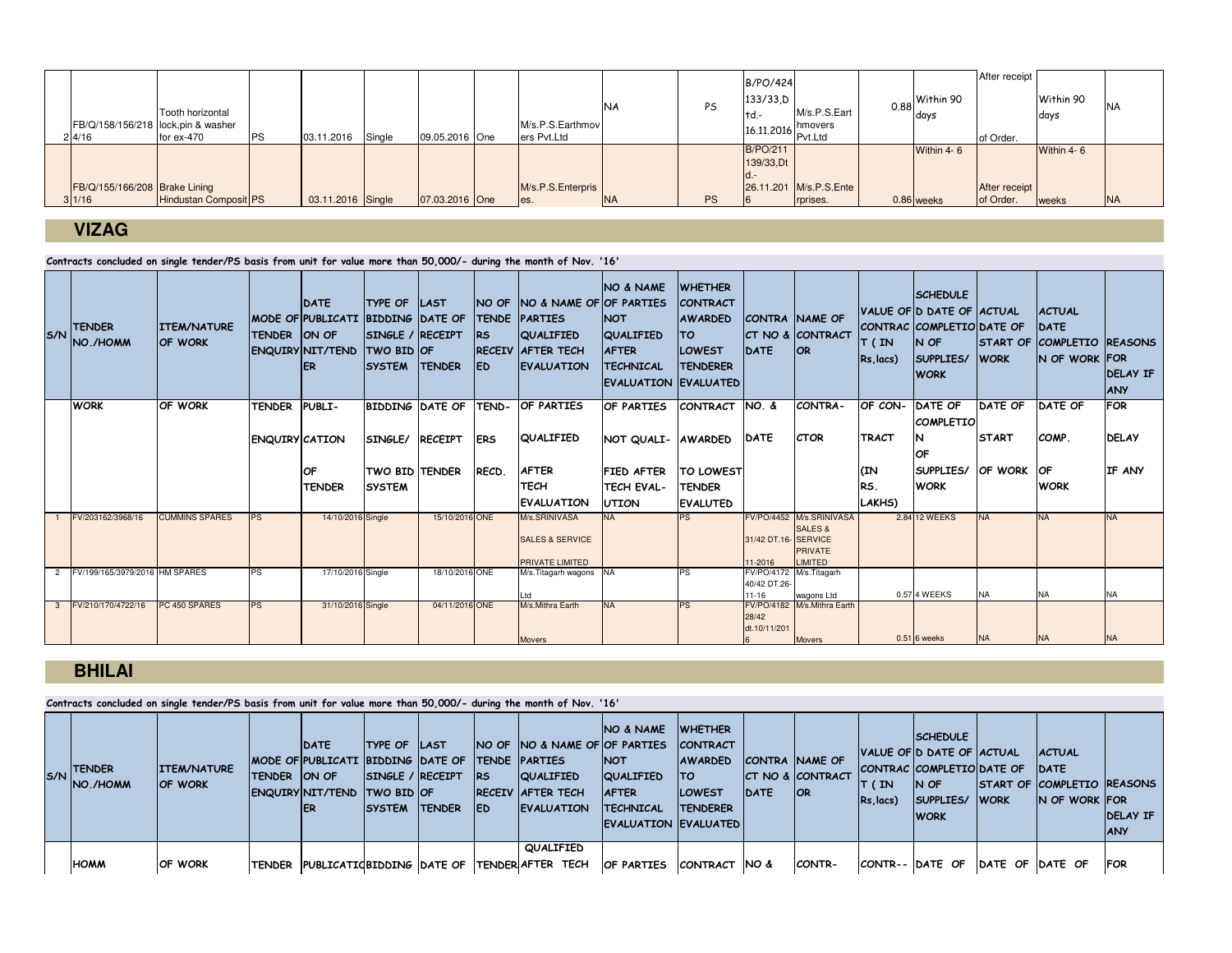| | | | | | | | | | | | | | | | | | |
|---|---|---|---|---|---|---|---|---|---|---|---|---|---|---|---|---|---|
| 2 | FB/Q/158/156/218 4/16 | Tooth horizontal lock,pin & washer for ex-470 | PS | 03.11.2016 | Single | 09.05.2016 | One | M/s.P.S.Earthmovers Pvt.Ltd | NA | PS | B/PO/424 133/33,Dtd.- 16.11.2016 | M/s.P.S.Earthmovers Pvt.Ltd | 0.88 | Within 90 days | After receipt of Order. | Within 90 days | NA |
| 3 | FB/Q/155/166/208 1/16 | Brake Lining Hindustan Composit | PS | 03.11.2016 | Single | 07.03.2016 | One | M/s.P.S.Enterprises. | NA | PS | B/PO/211 139/33,Dtd.- 26.11.2016 | M/s.P.S.Enterprises. | 0.86 | Within 4- 6 weeks | After receipt of Order. | Within 4- 6 weeks | NA |

## VIZAG

**Contracts concluded on single tender/PS basis from unit for value more than 50,000/- during the month of Nov. '16'**

| S/N | TENDER NO./HOMM | ITEM/NATURE OF WORK | MODE OF TENDER ENQUIRY | DATE OF PUBLICATION OF NIT/TENDER | TYPE OF BIDDING SINGLE / TWO BID SYSTEM | LAST DATE OF RECEIPT OF TENDER | NO OF TENDERS RECEIVED | NO & NAME OF PARTIES QUALIFIED AFTER TECH EVALUATION | NO & NAME OF PARTIES NOT QUALIFIED AFTER TECHNICAL EVALUATION | WHETHER CONTRACT AWARDED TO LOWEST TENDERER EVALUATED | CONTRACT NO & DATE | NAME OF CONTRACTOR | VALUE OF CONTRACT (IN Rs,lacs) | SCHEDULED DATE OF COMPLETION OF SUPPLIES/ WORK | ACTUAL DATE OF START OF WORK | ACTUAL DATE COMPLETION OF WORK | REASONS FOR DELAY IF ANY |
|---|---|---|---|---|---|---|---|---|---|---|---|---|---|---|---|---|---|
| | WORK | OF WORK | TENDER ENQUIRY | PUBLICATION OF TENDER | BIDDING SINGLE/ TWO BID SYSTEM | DATE OF RECEIPT TENDER | TENDERS RECD. | OF PARTIES QUALIFIED AFTER TECH EVALUATION | OF PARTIES NOT QUALIFIED AFTER TECH EVALUTION | CONTRACT AWARDED TO LOWEST TENDER EVALUTED | NO. & DATE | CONTRACTOR | OF CONTRACT (IN RS. LAKHS) | DATE OF COMPLETION OF SUPPLIES/ WORK | DATE OF START OF WORK | DATE OF COMP. OF WORK | FOR DELAY IF ANY |
| 1 | FV/203162/3968/16 | CUMMINS SPARES | PS | 14/10/2016 | Single | 15/10/2016 | ONE | M/s.SRINIVASA SALES & SERVICE PRIVATE LIMITED | NA | PS | FV/PO/4452 31/42 DT.16-11-2016 | M/s.SRINIVASA SALES & SERVICE PRIVATE LIMITED | 2.84 | 12 WEEKS | NA | NA | NA |
| 2 | FV/199/165/3979/2016 | HM SPARES | PS | 17/10/2016 | Single | 18/10/2016 | ONE | M/s.Titagarh wagons Ltd | NA | PS | FV/PO/4172 40/42 DT.26-11-16 | M/s.Titagarh wagons Ltd | 0.57 | 4 WEEKS | NA | NA | NA |
| 3 | FV/210/170/4722/16 | PC 450 SPARES | PS | 31/10/2016 | Single | 04/11/2016 | ONE | M/s.Mithra Earth Movers | NA | PS | FV/PO/4182 28/42 dt.10/11/2016 | M/s.Mithra Earth Movers | 0.51 | 6 weeks | NA | NA | NA |

## BHILAI

**Contracts concluded on single tender/PS basis from unit for value more than 50,000/- during the month of Nov. '16'**

| S/N | TENDER NO./HOMM | ITEM/NATURE OF WORK | MODE OF TENDER ENQUIRY | DATE OF PUBLICATION OF NIT/TENDER | TYPE OF BIDDING SINGLE / TWO BID SYSTEM | LAST DATE OF RECEIPT OF TENDER | NO OF TENDERS RECEIVED | NO & NAME OF PARTIES QUALIFIED AFTER TECH EVALUATION | NO & NAME OF PARTIES NOT QUALIFIED AFTER TECHNICAL EVALUATION | WHETHER CONTRACT AWARDED TO LOWEST TENDERER EVALUATED | CONTRACT NO & DATE | NAME OF CONTRACTOR | VALUE OF CONTRACT (IN Rs,lacs) | SCHEDULED DATE OF COMPLETION OF SUPPLIES/ WORK | ACTUAL DATE OF START OF WORK | ACTUAL DATE COMPLETION OF WORK | REASONS FOR DELAY IF ANY |
|---|---|---|---|---|---|---|---|---|---|---|---|---|---|---|---|---|---|
| | HOMM | OF WORK | TENDER | PUBLICATIO | BIDDING | DATE OF | TENDER | QUALIFIED AFTER TECH | OF PARTIES | CONTRACT | NO & | CONTR- | CONTR-- | DATE OF | DATE OF | DATE OF | FOR |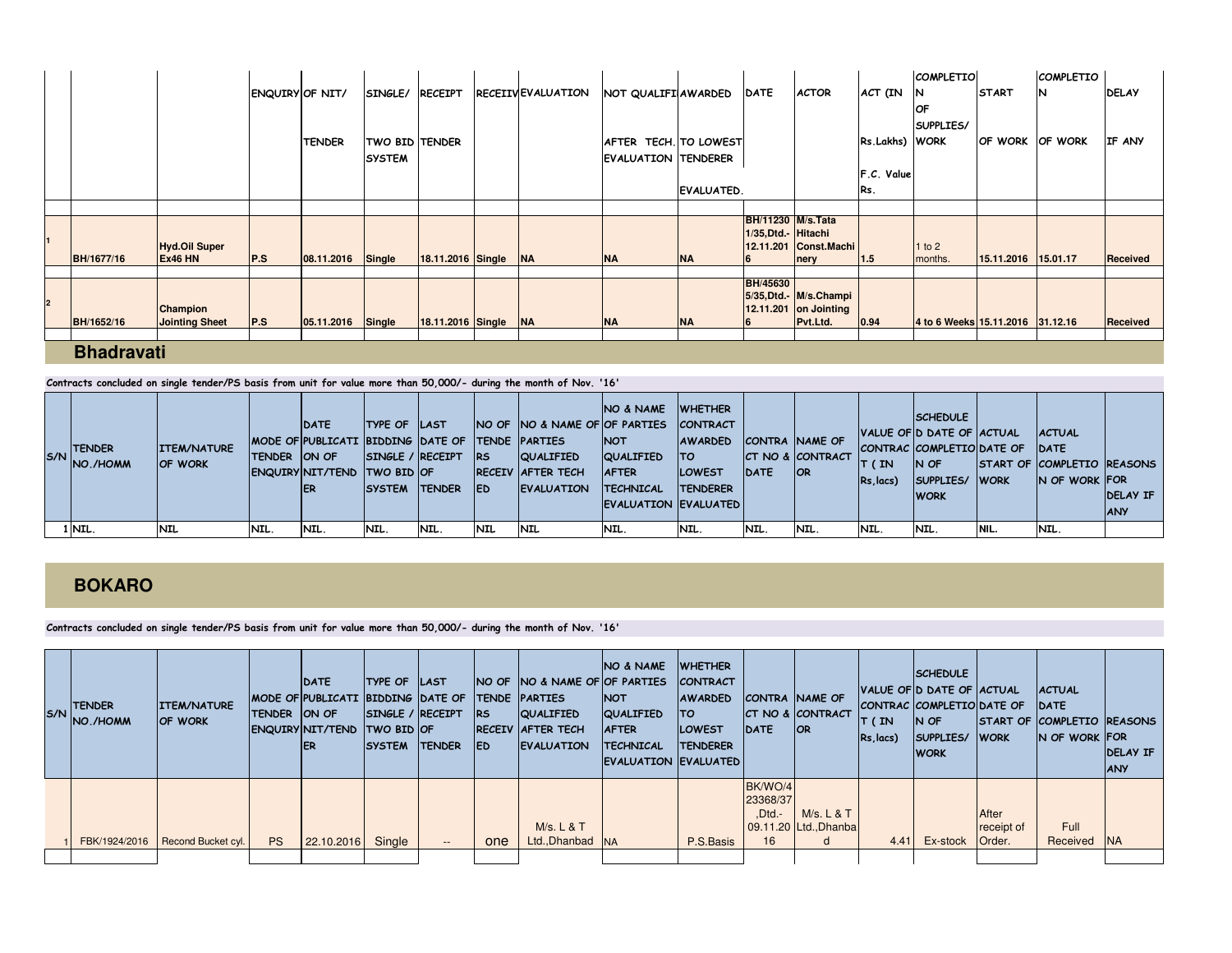| | | ENQUIRY | OF NIT/ TENDER | SINGLE/ TWO BID SYSTEM | RECEIPT TENDER | RECEIIV | EVALUATION | NOT QUALIFI AFTER TECH. EVALUATION | AWARDED TO LOWEST TENDERER EVALUATED. | DATE | ACTOR | ACT (IN Rs.Lakhs) F.C. Value Rs. | COMPLETION OF SUPPLIES/ WORK | START OF WORK | COMPLETION OF WORK | DELAY IF ANY |
|---|---|---|---|---|---|---|---|---|---|---|---|---|---|---|---|---|
| 1 BH/1677/16 | Hyd.Oil Super Ex46 HN | P.S | 08.11.2016 | Single | 18.11.2016 | Single | NA | NA | NA | BH/11230 1/35,Dtd.- 12.11.2016 | M/s.Tata Hitachi Const.Machinery | 1.5 | 1 to 2 months. | 15.11.2016 | 15.01.17 | Received |
| 2 BH/1652/16 | Champion Jointing Sheet | P.S | 05.11.2016 | Single | 18.11.2016 | Single | NA | NA | NA | BH/45630 5/35,Dtd.- 12.11.2016 | M/s.Champion Jointing Pvt.Ltd. | 0.94 | 4 to 6 Weeks | 15.11.2016 | 31.12.16 | Received |

## Bhadravati

Contracts concluded on single tender/PS basis from unit for value more than 50,000/- during the month of Nov. '16'

| S/N | TENDER NO./HOMM | ITEM/NATURE OF WORK | MODE OF TENDER ENQUIRY | DATE OF PUBLICATION OF NIT/TENDER | TYPE OF BIDDING SINGLE / TWO BID SYSTEM | LAST DATE OF RECEIPT OF TENDER | NO OF TENDERS RECEIVED | NO & NAME OF PARTIES QUALIFIED AFTER TECH EVALUATION | NO & NAME OF PARTIES NOT QUALIFIED AFTER TECHNICAL EVALUATION | WHETHER CONTRACT AWARDED TO LOWEST TENDERER EVALUATED | CONTRACT NO & DATE | NAME OF CONTRACTOR | VALUE OF CONTRACT ( IN Rs,lacs) | SCHEDULED DATE OF COMPLETION OF SUPPLIES/ WORK | ACTUAL DATE OF START OF WORK | ACTUAL DATE COMPLETION OF WORK | REASONS FOR DELAY IF ANY |
|---|---|---|---|---|---|---|---|---|---|---|---|---|---|---|---|---|---|
| 1 | NIL. | NIL | NIL. | NIL. | NIL. | NIL. | NIL | NIL | NIL. | NIL. | NIL. | NIL. | NIL. | NIL. | NIL. | NIL. | |

## BOKARO

Contracts concluded on single tender/PS basis from unit for value more than 50,000/- during the month of Nov. '16'

| S/N | TENDER NO./HOMM | ITEM/NATURE OF WORK | MODE OF TENDER ENQUIRY | DATE OF PUBLICATION OF NIT/TENDER | TYPE OF BIDDING SINGLE / TWO BID SYSTEM | LAST DATE OF RECEIPT OF TENDER | NO OF TENDERS RECEIVED | NO & NAME OF PARTIES QUALIFIED AFTER TECH EVALUATION | NO & NAME OF PARTIES NOT QUALIFIED AFTER TECHNICAL EVALUATION | WHETHER CONTRACT AWARDED TO LOWEST TENDERER EVALUATED | CONTRACT NO & DATE | NAME OF CONTRACTOR | VALUE OF CONTRACT ( IN Rs,lacs) | SCHEDULED DATE OF COMPLETION OF SUPPLIES/ WORK | ACTUAL DATE OF START OF WORK | ACTUAL DATE COMPLETION OF WORK | REASONS FOR DELAY IF ANY |
|---|---|---|---|---|---|---|---|---|---|---|---|---|---|---|---|---|---|
| 1 | FBK/1924/2016 | Recond Bucket cyl. | PS | 22.10.2016 | Single | -- | one | M/s. L & T Ltd.,Dhanbad | NA | P.S.Basis | BK/WO/423368/37,Dtd.- 09.11.2016 | M/s. L & T Ltd.,Dhanbad | 4.41 | Ex-stock | After receipt of Order. | Full Received | NA |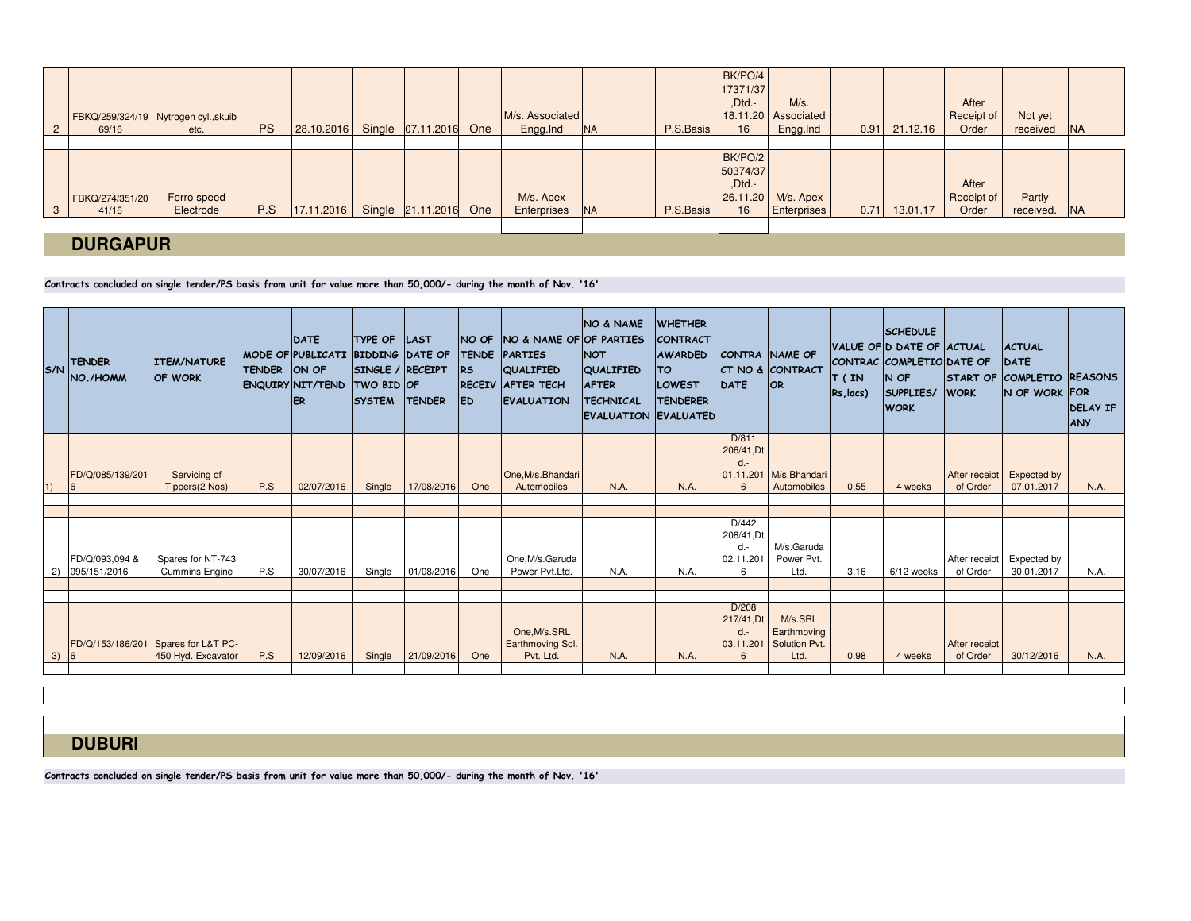| 2 | FBKQ/259/324/1969/16 | Nytrogen cyl.,skuib etc. | PS | 28.10.2016 | Single | 07.11.2016 | One | M/s. Associated Engg.Ind | NA | P.S.Basis | BK/PO/417371/37,Dtd.-18.11.2016 | M/s. Associated Engg.Ind | 0.91 | 21.12.16 | After Receipt of Order | Not yet received | NA |
|---|---|---|---|---|---|---|---|---|---|---|---|---|---|---|---|---|---|
| 3 | FBKQ/274/351/2041/16 | Ferro speed Electrode | P.S | 17.11.2016 | Single | 21.11.2016 | One | M/s. Apex Enterprises | NA | P.S.Basis | BK/PO/250374/37,Dtd.-26.11.2016 | M/s. Apex Enterprises | 0.71 | 13.01.17 | After Receipt of Order | Partly received. | NA |

## DURGAPUR

**Contracts concluded on single tender/PS basis from unit for value more than 50,000/- during the month of Nov. '16'**

| S/N | TENDER NO./HOMM | ITEM/NATURE OF WORK | MODE OF TENDER ENQUIRY | DATE OF PUBLICATION OF NIT/TENDER | TYPE OF BIDDING SINGLE / TWO BID SYSTEM | LAST DATE OF RECEIPT OF TENDER | NO OF TENDERS RECEIVED | NO & NAME OF PARTIES QUALIFIED AFTER TECH EVALUATION | NO & NAME OF PARTIES NOT QUALIFIED AFTER TECHNICAL EVALUATION | WHETHER CONTRACT AWARDED TO LOWEST TENDERER EVALUATED | CONTRACT NO & DATE | NAME OF CONTRACTOR | VALUE OF CONTRACT (IN Rs,lacs) | SCHEDULED DATE OF COMPLETION OF SUPPLIES/ WORK | ACTUAL DATE OF START OF WORK | ACTUAL DATE COMPLETION OF WORK | REASONS FOR DELAY IF ANY |
|---|---|---|---|---|---|---|---|---|---|---|---|---|---|---|---|---|---|
| 1) | FD/Q/085/139/2016 | Servicing of Tippers(2 Nos) | P.S | 02/07/2016 | Single | 17/08/2016 | One | One,M/s.Bhandari Automobiles | N.A. | N.A. | D/811 206/41,Dtd.-01.11.2016 | M/s.Bhandari Automobiles | 0.55 | 4 weeks | After receipt of Order | Expected by 07.01.2017 | N.A. |
| 2) | FD/Q/093,094 & 095/151/2016 | Spares for NT-743 Cummins Engine | P.S | 30/07/2016 | Single | 01/08/2016 | One | One,M/s.Garuda Power Pvt.Ltd. | N.A. | N.A. | D/442 208/41,Dtd.-02.11.2016 | M/s.Garuda Power Pvt. Ltd. | 3.16 | 6/12 weeks | After receipt of Order | Expected by 30.01.2017 | N.A. |
| 3) | FD/Q/153/186/2016 | Spares for L&T PC-450 Hyd. Excavator | P.S | 12/09/2016 | Single | 21/09/2016 | One | One,M/s.SRL Earthmoving Sol. Pvt. Ltd. | N.A. | N.A. | D/208 217/41,Dtd.-03.11.2016 | M/s.SRL Earthmoving Solution Pvt. Ltd. | 0.98 | 4 weeks | After receipt of Order | 30/12/2016 | N.A. |

## DUBURI

**Contracts concluded on single tender/PS basis from unit for value more than 50,000/- during the month of Nov. '16'**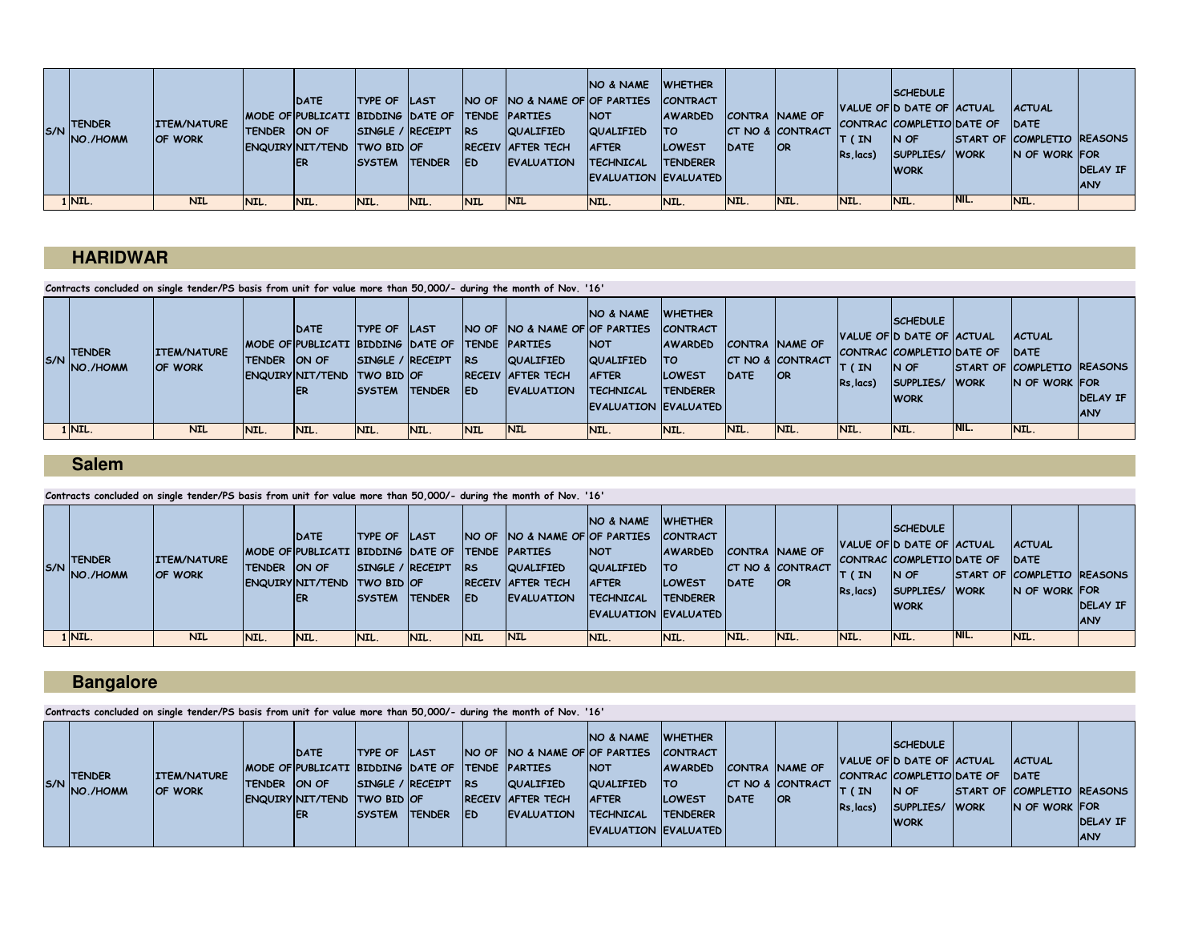| S/N | TENDER NO./HOMM | ITEM/NATURE OF WORK | MODE OF TENDER ENQUIRY | DATE OF PUBLICATION OF NIT/TENDER | TYPE OF BIDDING SINGLE / TWO BID SYSTEM | LAST DATE OF RECEIPT OF TENDER | NO OF TENDERS RECEIVED | NO & NAME OF PARTIES QUALIFIED AFTER TECH EVALUATION | NO & NAME OF PARTIES NOT QUALIFIED AFTER TECHNICAL EVALUATION | WHETHER CONTRACT AWARDED TO LOWEST TENDERER EVALUATED | CONTRACT NO & DATE | NAME OF CONTRACTOR | VALUE OF CONTRACT (IN Rs,lacs) | SCHEDULED DATE OF COMPLETION OF SUPPLIES/ WORK | ACTUAL DATE OF START OF WORK | ACTUAL DATE COMPLETION OF WORK | REASONS FOR DELAY IF ANY |
|---|---|---|---|---|---|---|---|---|---|---|---|---|---|---|---|---|---|
| 1 | NIL. | NIL | NIL. | NIL. | NIL. | NIL. | NIL | NIL | NIL. | NIL. | NIL. | NIL. | NIL. | NIL. | NIL. | NIL. | |

## HARIDWAR

**Contracts concluded on single tender/PS basis from unit for value more than 50,000/- during the month of Nov. '16'**

| S/N | TENDER NO./HOMM | ITEM/NATURE OF WORK | MODE OF TENDER ENQUIRY | DATE OF PUBLICATION OF NIT/TENDER | TYPE OF BIDDING SINGLE / TWO BID SYSTEM | LAST DATE OF RECEIPT OF TENDER | NO OF TENDERS RECEIVED | NO & NAME OF PARTIES QUALIFIED AFTER TECH EVALUATION | NO & NAME OF PARTIES NOT QUALIFIED AFTER TECHNICAL EVALUATION | WHETHER CONTRACT AWARDED TO LOWEST TENDERER EVALUATED | CONTRACT NO & DATE | NAME OF CONTRACTOR | VALUE OF CONTRACT (IN Rs,lacs) | SCHEDULED DATE OF COMPLETION OF SUPPLIES/ WORK | ACTUAL DATE OF START OF WORK | ACTUAL DATE COMPLETION OF WORK | REASONS FOR DELAY IF ANY |
|---|---|---|---|---|---|---|---|---|---|---|---|---|---|---|---|---|---|
| 1 | NIL. | NIL | NIL. | NIL. | NIL. | NIL. | NIL | NIL | NIL. | NIL. | NIL. | NIL. | NIL. | NIL. | NIL. | NIL. | |

## Salem

**Contracts concluded on single tender/PS basis from unit for value more than 50,000/- during the month of Nov. '16'**

| S/N | TENDER NO./HOMM | ITEM/NATURE OF WORK | MODE OF TENDER ENQUIRY | DATE OF PUBLICATION OF NIT/TENDER | TYPE OF BIDDING SINGLE / TWO BID SYSTEM | LAST DATE OF RECEIPT OF TENDER | NO OF TENDERS RECEIVED | NO & NAME OF PARTIES QUALIFIED AFTER TECH EVALUATION | NO & NAME OF PARTIES NOT QUALIFIED AFTER TECHNICAL EVALUATION | WHETHER CONTRACT AWARDED TO LOWEST TENDERER EVALUATED | CONTRACT NO & DATE | NAME OF CONTRACTOR | VALUE OF CONTRACT (IN Rs,lacs) | SCHEDULED DATE OF COMPLETION OF SUPPLIES/ WORK | ACTUAL DATE OF START OF WORK | ACTUAL DATE COMPLETION OF WORK | REASONS FOR DELAY IF ANY |
|---|---|---|---|---|---|---|---|---|---|---|---|---|---|---|---|---|---|
| 1 | NIL. | NIL | NIL. | NIL. | NIL. | NIL. | NIL | NIL | NIL. | NIL. | NIL. | NIL. | NIL. | NIL. | NIL. | NIL. | |

## Bangalore

**Contracts concluded on single tender/PS basis from unit for value more than 50,000/- during the month of Nov. '16'**

| S/N | TENDER NO./HOMM | ITEM/NATURE OF WORK | MODE OF TENDER ENQUIRY | DATE OF PUBLICATION OF NIT/TENDER | TYPE OF BIDDING SINGLE / TWO BID SYSTEM | LAST DATE OF RECEIPT OF TENDER | NO OF TENDERS RECEIVED | NO & NAME OF PARTIES QUALIFIED AFTER TECH EVALUATION | NO & NAME OF PARTIES NOT QUALIFIED AFTER TECHNICAL EVALUATION | WHETHER CONTRACT AWARDED TO LOWEST TENDERER EVALUATED | CONTRACT NO & DATE | NAME OF CONTRACTOR | VALUE OF CONTRACT (IN Rs,lacs) | SCHEDULED DATE OF COMPLETION OF SUPPLIES/ WORK | ACTUAL DATE OF START OF WORK | ACTUAL DATE COMPLETION OF WORK | REASONS FOR DELAY IF ANY |
|---|---|---|---|---|---|---|---|---|---|---|---|---|---|---|---|---|---|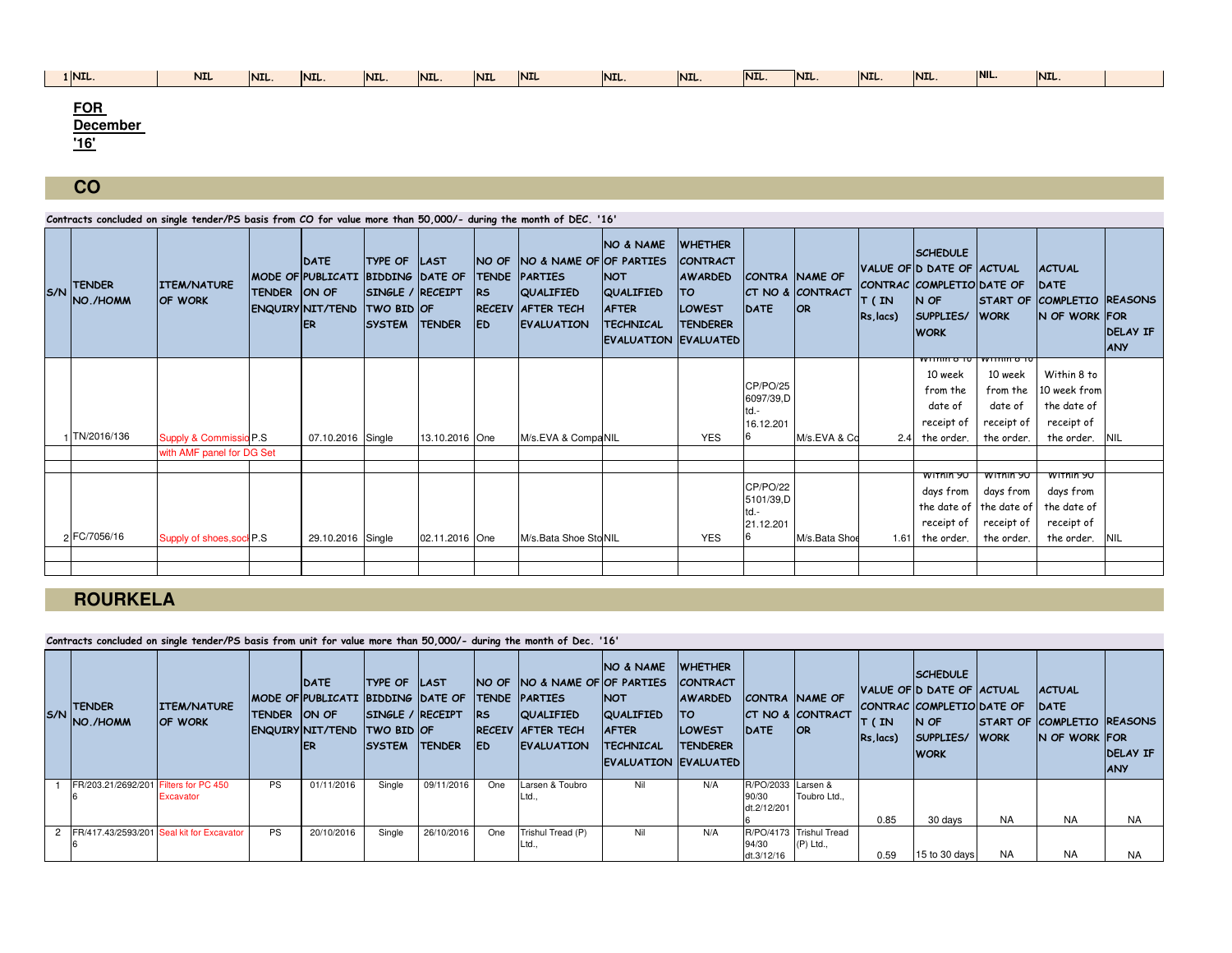| 1 | NIL. | NIL | NIL. | NIL. | NIL. | NIL. | NIL | NIL | NIL. | NIL. | NIL. | NIL. | NIL. | NIL. | NIL. | NIL. | |
|---|---|---|---|---|---|---|---|---|---|---|---|---|---|---|---|---|---|

**FOR December '16'**

## CO

Contracts concluded on single tender/PS basis from CO for value more than 50,000/- during the month of DEC. '16'

| S/N | TENDER NO./HOMM | ITEM/NATURE OF WORK | MODE OF TENDER ENQUIRY | DATE OF PUBLICATION OF NIT/TENDER | TYPE OF BIDDING SINGLE / TWO BID SYSTEM | LAST DATE OF RECEIPT OF TENDER | NO OF TENDERS RECEIVED | NO & NAME OF PARTIES QUALIFIED AFTER TECH EVALUATION | NO & NAME OF PARTIES NOT QUALIFIED AFTER TECHNICAL EVALUATION | WHETHER CONTRACT AWARDED TO LOWEST TENDERER EVALUATED | CONTRACT NO & DATE | NAME OF CONTRACTOR | VALUE OF CONTRACT (IN Rs,lacs) | SCHEDULED DATE OF COMPLETION OF SUPPLIES/ WORK | ACTUAL DATE OF START OF WORK | ACTUAL DATE COMPLETION OF WORK | REASONS FOR DELAY IF ANY |
|---|---|---|---|---|---|---|---|---|---|---|---|---|---|---|---|---|---|
| 1 | TN/2016/136 | Supply & Commissio with AMF panel for DG Set | P.S | 07.10.2016 | Single | 13.10.2016 | One | M/s.EVA & Compa | NIL | YES | CP/PO/256097/39,Dtd.-16.12.2016 | M/s.EVA & Co | 2.4 | Within 8 to 10 week from the date of receipt of the order. | Within 8 to 10 week from the date of receipt of the order. | Within 8 to 10 week from the date of receipt of the order. | NIL |
| 2 | FC/7056/16 | Supply of shoes,sock | P.S | 29.10.2016 | Single | 02.11.2016 | One | M/s.Bata Shoe Sto | NIL | YES | CP/PO/225101/39,Dtd.-21.12.2016 | M/s.Bata Shoe | 1.61 | Within 90 days from the date of receipt of the order. | Within 90 days from the date of receipt of the order. | Within 90 days from the date of receipt of the order. | NIL |

## ROURKELA

Contracts concluded on single tender/PS basis from unit for value more than 50,000/- during the month of Dec. '16'

| S/N | TENDER NO./HOMM | ITEM/NATURE OF WORK | MODE OF TENDER ENQUIRY | DATE OF PUBLICATION OF NIT/TENDER | TYPE OF BIDDING SINGLE / TWO BID SYSTEM | LAST DATE OF RECEIPT OF TENDER | NO OF TENDERS RECEIVED | NO & NAME OF PARTIES QUALIFIED AFTER TECH EVALUATION | NO & NAME OF PARTIES NOT QUALIFIED AFTER TECHNICAL EVALUATION | WHETHER CONTRACT AWARDED TO LOWEST TENDERER EVALUATED | CONTRACT NO & DATE | NAME OF CONTRACTOR | VALUE OF CONTRACT (IN Rs,lacs) | SCHEDULED DATE OF COMPLETION OF SUPPLIES/ WORK | ACTUAL DATE OF START OF WORK | ACTUAL DATE COMPLETION OF WORK | REASONS FOR DELAY IF ANY |
|---|---|---|---|---|---|---|---|---|---|---|---|---|---|---|---|---|---|
| 1 | FR/203.21/2692/2016 | Filters for PC 450 Excavator | PS | 01/11/2016 | Single | 09/11/2016 | One | Larsen & Toubro Ltd., | Nil | N/A | R/PO/203390/30 dt.2/12/2016 | Larsen & Toubro Ltd., | 0.85 | 30 days | NA | NA | NA |
| 2 | FR/417.43/2593/2016 | Seal kit for Excavator | PS | 20/10/2016 | Single | 26/10/2016 | One | Trishul Tread (P) Ltd., | Nil | N/A | R/PO/417394/30 dt.3/12/16 | Trishul Tread (P) Ltd., | 0.59 | 15 to 30 days | NA | NA | NA |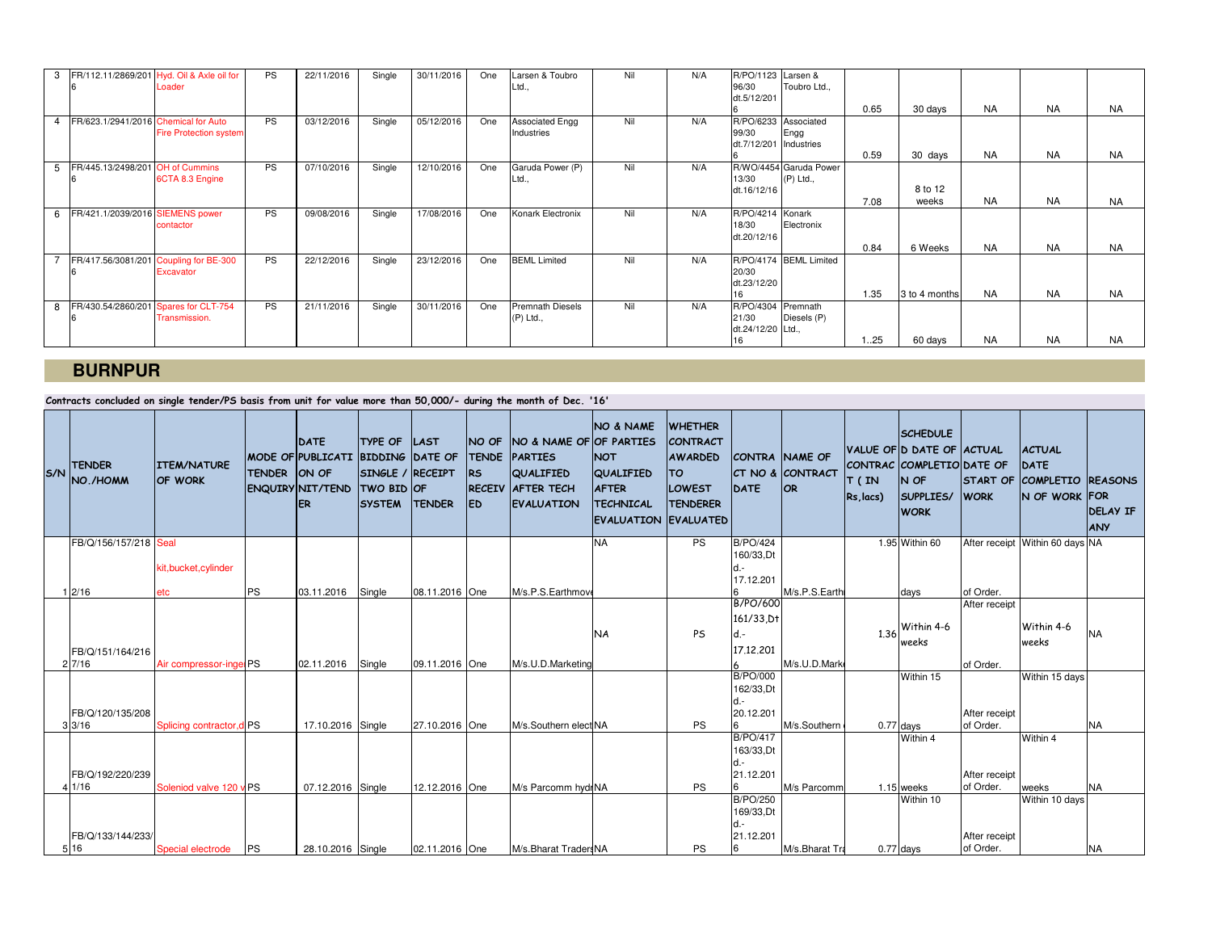| 3 | FR/112.11/2869/2016 | Hyd. Oil & Axle oil for Loader | PS | 22/11/2016 | Single | 30/11/2016 | One | Larsen & Toubro Ltd., | Nil | N/A | R/PO/112396/30 dt.5/12/2016 | Larsen & Toubro Ltd., | 0.65 | 30 days | NA | NA | NA |
|---|---|---|---|---|---|---|---|---|---|---|---|---|---|---|---|---|---|
| 4 | FR/623.1/2941/2016 | Chemical for Auto Fire Protection system | PS | 03/12/2016 | Single | 05/12/2016 | One | Associated Engg Industries | Nil | N/A | R/PO/623399/30 dt.7/12/2016 | Associated Engg Industries | 0.59 | 30 days | NA | NA | NA |
| 5 | FR/445.13/2498/2016 | OH of Cummins 6CTA 8.3 Engine | PS | 07/10/2016 | Single | 12/10/2016 | One | Garuda Power (P) Ltd., | Nil | N/A | R/WO/445413/30 dt.16/12/16 | Garuda Power (P) Ltd., | 7.08 | 8 to 12 weeks | NA | NA | NA |
| 6 | FR/421.1/2039/2016 | SIEMENS power contactor | PS | 09/08/2016 | Single | 17/08/2016 | One | Konark Electronix | Nil | N/A | R/PO/421418/30 dt.20/12/16 | Konark Electronix | 0.84 | 6 Weeks | NA | NA | NA |
| 7 | FR/417.56/3081/2016 | Coupling for BE-300 Excavator | PS | 22/12/2016 | Single | 23/12/2016 | One | BEML Limited | Nil | N/A | R/PO/417420/30 dt.23/12/2016 | BEML Limited | 1.35 | 3 to 4 months | NA | NA | NA |
| 8 | FR/430.54/2860/2016 | Spares for CLT-754 Transmission. | PS | 21/11/2016 | Single | 30/11/2016 | One | Premnath Diesels (P) Ltd., | Nil | N/A | R/PO/430421/30 dt.24/12/2016 | Premnath Diesels (P) Ltd., | 1..25 | 60 days | NA | NA | NA |

## BURNPUR

**Contracts concluded on single tender/PS basis from unit for value more than 50,000/- during the month of Dec. '16'**

| S/N | TENDER NO./HOMM | ITEM/NATURE OF WORK | MODE OF TENDER ENQUIRY | DATE OF PUBLICATION OF NIT/TENDER | TYPE OF BIDDING SINGLE / TWO BID SYSTEM | LAST DATE OF RECEIPT OF TENDER | NO OF TENDERS RECEIVED | NO & NAME OF PARTIES QUALIFIED AFTER TECH EVALUATION | NO & NAME OF PARTIES NOT QUALIFIED AFTER TECHNICAL EVALUATION | WHETHER CONTRACT AWARDED TO LOWEST TENDERER EVALUATED | CONTRACT NO & DATE | NAME OF CONTRACTOR | VALUE OF CONTRACT (IN Rs,lacs) | SCHEDULED DATE OF COMPLETION OF SUPPLIES/ WORK | ACTUAL DATE OF START OF WORK | ACTUAL DATE COMPLETION OF WORK | REASONS FOR DELAY IF ANY |
|---|---|---|---|---|---|---|---|---|---|---|---|---|---|---|---|---|---|
| 1 | FB/Q/156/157/2182/16 | Seal kit,bucket,cylinder etc | PS | 03.11.2016 | Single | 08.11.2016 | One | M/s.P.S.Earthmove | NA | PS | B/PO/424160/33,Dt d.-17.12.2016 | M/s.P.S.Earth | 1.95 | Within 60 days | After receipt of Order. | Within 60 days | NA |
| 2 | FB/Q/151/164/2167/16 | Air compressor-inge | PS | 02.11.2016 | Single | 09.11.2016 | One | M/s.U.D.Marketing | NA | PS | B/PO/600161/33,Dt d.-17.12.2016 | M/s.U.D.Mark | 1.36 | Within 4-6 weeks | After receipt of Order. | Within 4-6 weeks | NA |
| 3 | FB/Q/120/135/2083/16 | Splicing contractor,d | PS | 17.10.2016 | Single | 27.10.2016 | One | M/s.Southern elect | NA | PS | B/PO/000162/33,Dt d.-20.12.2016 | M/s.Southern | 0.77 | Within 15 days | After receipt of Order. | Within 15 days | NA |
| 4 | FB/Q/192/220/2391/16 | Soleniod valve 120 v | PS | 07.12.2016 | Single | 12.12.2016 | One | M/s Parcomm hydr | NA | PS | B/PO/417163/33,Dt d.-21.12.2016 | M/s Parcomm | 1.15 | Within 4 weeks | After receipt of Order. | Within 4 weeks | NA |
| 5 | FB/Q/133/144/233/16 | Special electrode | PS | 28.10.2016 | Single | 02.11.2016 | One | M/s.Bharat Traders | NA | PS | B/PO/250169/33,Dt d.-21.12.2016 | M/s.Bharat Tra | 0.77 | Within 10 days | After receipt of Order. | Within 10 days | NA |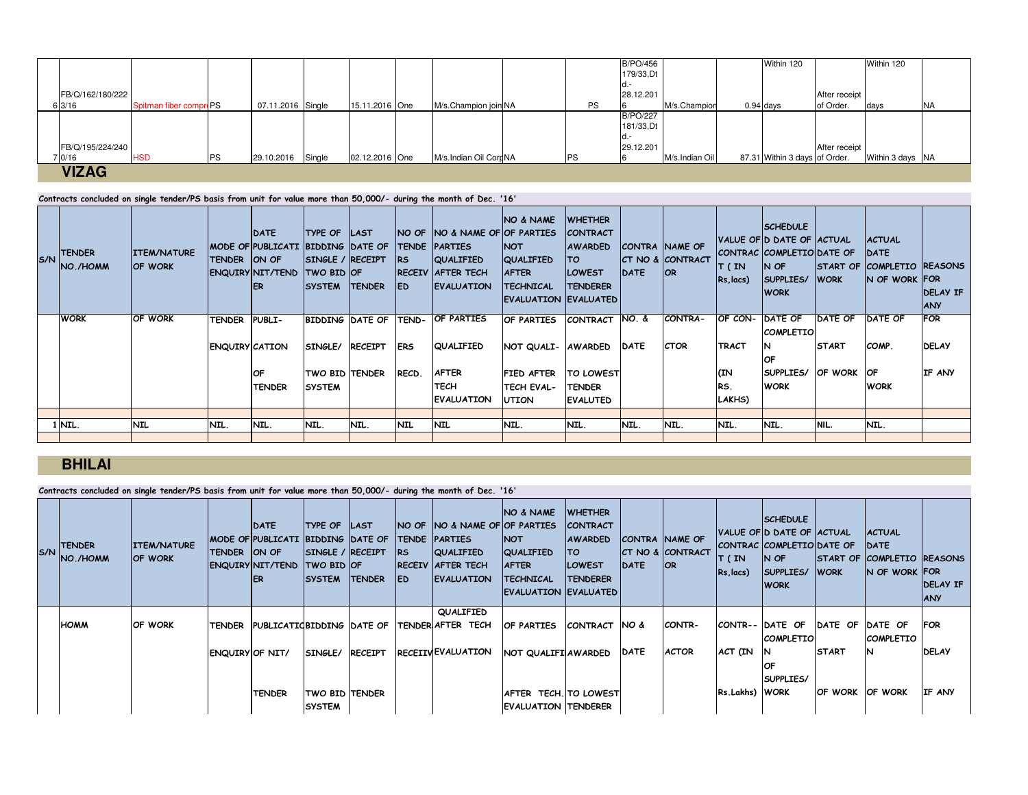| 6 | FB/Q/162/180/222 3/16 | Spitman fiber compr | PS | 07.11.2016 | Single | 15.11.2016 | One | M/s.Champion join | NA | PS | B/PO/456 179/33,Dtd.-28.12.2016 | M/s.Champion | 0.94 | Within 120 days | After receipt of Order. | Within 120 days | NA |
|---|---|---|---|---|---|---|---|---|---|---|---|---|---|---|---|---|---|
| 7 | FB/Q/195/224/240 0/16 | HSD | PS | 29.10.2016 | Single | 02.12.2016 | One | M/s.Indian Oil Corp | NA | PS | B/PO/227 181/33,Dtd.-29.12.2016 | M/s.Indian Oil | 87.31 | Within 3 days | After receipt of Order. | Within 3 days | NA |

## VIZAG

Contracts concluded on single tender/PS basis from unit for value more than 50,000/- during the month of Dec. '16'

| S/N | TENDER NO./HOMM | ITEM/NATURE OF WORK | MODE OF TENDER ENQUIRY | DATE PUBLICATION OF NIT/TENDER | TYPE OF BIDDING SINGLE / TWO BID SYSTEM | LAST DATE OF RECEIPT OF TENDER | NO OF TENDERS RECEIVED | NO & NAME OF PARTIES QUALIFIED AFTER TECH EVALUATION | NO & NAME OF PARTIES NOT QUALIFIED AFTER TECHNICAL EVALUATION | WHETHER CONTRACT AWARDED TO LOWEST TENDERER EVALUATED | CONTRACT NO & DATE | NAME OF CONTRACTOR | VALUE OF CONTRACT (IN Rs,lacs) | SCHEDULED DATE OF COMPLETION OF SUPPLIES/ WORK | ACTUAL DATE OF START OF WORK | ACTUAL DATE COMPLETION OF WORK | REASONS FOR DELAY IF ANY |
|---|---|---|---|---|---|---|---|---|---|---|---|---|---|---|---|---|---|
| | WORK | OF WORK | TENDER ENQUIRY | PUBLICATION OF TENDER | BIDDING SINGLE/ TWO BID SYSTEM | DATE OF RECEIPT TENDER | TENDERS RECD. | OF PARTIES QUALIFIED AFTER TECH EVALUATION | OF PARTIES NOT QUALIFIED AFTER TECH EVALUTION | CONTRACT AWARDED TO LOWEST TENDER EVALUTED | NO. & DATE | CONTRACTOR | OF CONTRACT (IN RS. LAKHS) | DATE OF COMPLETION OF SUPPLIES/ WORK | DATE OF START OF WORK | DATE OF COMP. OF WORK | FOR DELAY IF ANY |
| 1 | NIL. | NIL | NIL. | NIL. | NIL. | NIL. | NIL | NIL | NIL. | NIL. | NIL. | NIL. | NIL. | NIL. | NIL. | NIL. | |

## BHILAI

Contracts concluded on single tender/PS basis from unit for value more than 50,000/- during the month of Dec. '16'

| S/N | TENDER NO./HOMM | ITEM/NATURE OF WORK | MODE OF TENDER ENQUIRY | DATE PUBLICATION OF NIT/TENDER | TYPE OF BIDDING SINGLE / TWO BID SYSTEM | LAST DATE OF RECEIPT OF TENDER | NO OF TENDERS RECEIVED | NO & NAME OF PARTIES QUALIFIED AFTER TECH EVALUATION | NO & NAME OF PARTIES NOT QUALIFIED AFTER TECHNICAL EVALUATION | WHETHER CONTRACT AWARDED TO LOWEST TENDERER EVALUATED | CONTRACT NO & DATE | NAME OF CONTRACTOR | VALUE OF CONTRACT (IN Rs,lacs) | SCHEDULED DATE OF COMPLETION OF SUPPLIES/ WORK | ACTUAL DATE OF START OF WORK | ACTUAL DATE COMPLETION OF WORK | REASONS FOR DELAY IF ANY |
|---|---|---|---|---|---|---|---|---|---|---|---|---|---|---|---|---|---|
| | HOMM | OF WORK | TENDER ENQUIRY | PUBLICATION OF NIT/ TENDER | BIDDING SINGLE/ TWO BID SYSTEM | DATE OF RECEIPT TENDER | TENDER RECEIVED | QUALIFIED AFTER TECH EVALUATION | OF PARTIES NOT QUALIFIED AFTER TECH. EVALUATION | CONTRACT AWARDED TO LOWEST TENDERER | NO & DATE | CONTRACTOR | CONTRACT (IN Rs.Lakhs) | DATE OF COMPLETION OF SUPPLIES/ WORK | DATE OF START OF WORK | DATE OF COMPLETION OF WORK | FOR DELAY IF ANY |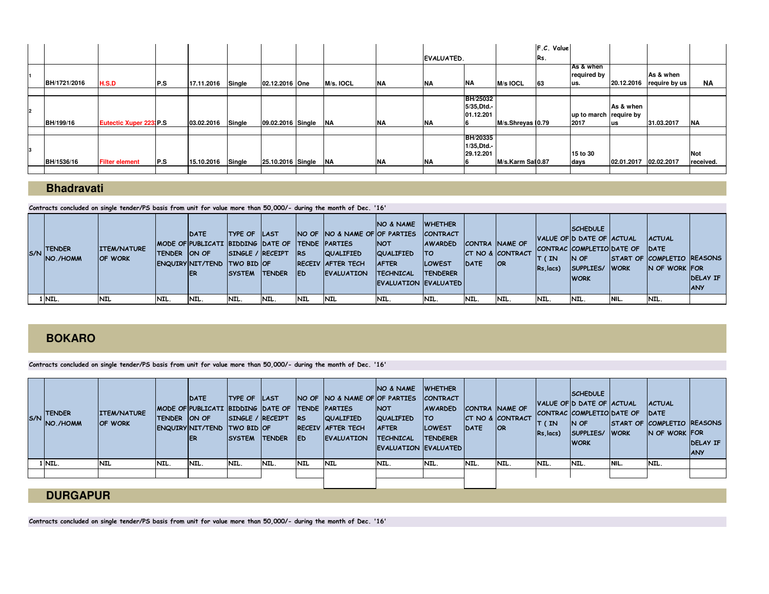| | | | | | | | | | EVALUATED. | | | F.C. Value Rs. | | | | |
|---|---|---|---|---|---|---|---|---|---|---|---|---|---|---|---|---|
| 1 | BH/1721/2016 | H.S.D | P.S | 17.11.2016 | Single | 02.12.2016 | One | M/s. IOCL | NA | NA | NA | M/s IOCL | 63 | As & when required by us. | 20.12.2016 | As & when require by us | NA |
| 2 | BH/199/16 | Eutectic Xuper 223 | P.S | 03.02.2016 | Single | 09.02.2016 | Single | NA | NA | NA | BH/25032 5/35,Dtd.-01.12.2016 | M/s.Shreyas | 0.79 | up to march 2017 | As & when require by us | 31.03.2017 | NA |
| 3 | BH/1536/16 | Filter element | P.S | 15.10.2016 | Single | 25.10.2016 | Single | NA | NA | NA | BH/20335 1/35,Dtd.-29.12.2016 | M/s.Karm Sai | 0.87 | 15 to 30 days | 02.01.2017 | 02.02.2017 | Not received. |

## Bhadravati

Contracts concluded on single tender/PS basis from unit for value more than 50,000/- during the month of Dec. '16'

| S/N | TENDER NO./HOMM | ITEM/NATURE OF WORK | MODE OF TENDER ENQUIRY | DATE OF PUBLICATION/TENDER | TYPE OF BIDDING SINGLE / TWO BID SYSTEM | LAST DATE OF RECEIPT OF TENDER | NO OF TENDERS RECEIVED | NO & NAME OF PARTIES QUALIFIED AFTER TECH EVALUATION | NO & NAME OF PARTIES NOT QUALIFIED AFTER TECHNICAL EVALUATION | WHETHER CONTRACT AWARDED TO LOWEST TENDERER EVALUATED | CONTRACT NO & DATE | NAME OF CONTRACTOR | VALUE OF CONTRACT ( IN Rs,lacs) | SCHEDULED DATE OF COMPLETION OF SUPPLIES/ WORK | ACTUAL DATE OF START OF WORK | ACTUAL DATE COMPLETION OF WORK | REASONS FOR DELAY IF ANY |
|---|---|---|---|---|---|---|---|---|---|---|---|---|---|---|---|---|---|
| 1 | NIL. | NIL | NIL. | NIL. | NIL. | NIL. | NIL | NIL | NIL. | NIL. | NIL. | NIL. | NIL. | NIL. | NIL. | NIL. | |

## BOKARO

Contracts concluded on single tender/PS basis from unit for value more than 50,000/- during the month of Dec. '16'

| S/N | TENDER NO./HOMM | ITEM/NATURE OF WORK | MODE OF TENDER ENQUIRY | DATE OF PUBLICATION/TENDER | TYPE OF BIDDING SINGLE / TWO BID SYSTEM | LAST DATE OF RECEIPT OF TENDER | NO OF TENDERS RECEIVED | NO & NAME OF PARTIES QUALIFIED AFTER TECH EVALUATION | NO & NAME OF PARTIES NOT QUALIFIED AFTER TECHNICAL EVALUATION | WHETHER CONTRACT AWARDED TO LOWEST TENDERER EVALUATED | CONTRACT NO & DATE | NAME OF CONTRACTOR | VALUE OF CONTRACT ( IN Rs,lacs) | SCHEDULED DATE OF COMPLETION OF SUPPLIES/ WORK | ACTUAL DATE OF START OF WORK | ACTUAL DATE COMPLETION OF WORK | REASONS FOR DELAY IF ANY |
|---|---|---|---|---|---|---|---|---|---|---|---|---|---|---|---|---|---|
| 1 | NIL. | NIL | NIL. | NIL. | NIL. | NIL. | NIL | NIL | NIL. | NIL. | NIL. | NIL. | NIL. | NIL. | NIL. | NIL. | |

## DURGAPUR

Contracts concluded on single tender/PS basis from unit for value more than 50,000/- during the month of Dec. '16'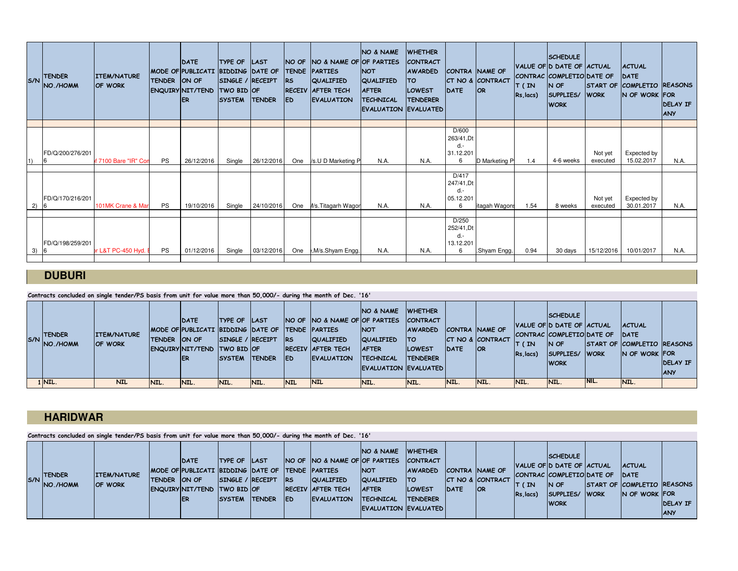| S/N | TENDER NO./HOMM | ITEM/NATURE OF WORK | MODE OF TENDER ENQUIRY | DATE OF PUBLICATION OF NIT/TENDER | TYPE OF BIDDING SINGLE / TWO BID SYSTEM | LAST DATE OF RECEIPT OF TENDER | NO OF TENDERS RECEIVED | NO & NAME OF PARTIES QUALIFIED AFTER TECH EVALUATION | NO & NAME OF PARTIES NOT QUALIFIED AFTER TECHNICAL EVALUATION | WHETHER CONTRACT AWARDED TO LOWEST TENDERER EVALUATED | CONTRACT NO & DATE | NAME OF CONTRACTOR | VALUE OF CONTRACT ( IN Rs,lacs) | SCHEDULED DATE OF COMPLETION OF SUPPLIES/ WORK | ACTUAL DATE OF START OF WORK | ACTUAL DATE COMPLETION OF WORK | REASONS FOR DELAY IF ANY |
|---|---|---|---|---|---|---|---|---|---|---|---|---|---|---|---|---|---|
| 1) | FD/Q/200/276/2016 | f 7100 Bare "IR" Con | PS | 26/12/2016 | Single | 26/12/2016 | One | /s.U D Marketing P | N.A. | N.A. | D/600 263/41,Dtd.- 31.12.2016 | D Marketing P | 1.4 | 4-6 weeks | Not yet executed | Expected by 15.02.2017 | N.A. |
| 2) | FD/Q/170/216/2016 | 101MK Crane & Mar | PS | 19/10/2016 | Single | 24/10/2016 | One | M/s.Titagarh Wagon | N.A. | N.A. | D/417 247/41,Dtd.- 05.12.2016 | itagah Wagons | 1.54 | 8 weeks | Not yet executed | Expected by 30.01.2017 | N.A. |
| 3) | FD/Q/198/259/2016 | r L&T PC-450 Hyd. E | PS | 01/12/2016 | Single | 03/12/2016 | One | ,M/s.Shyam Engg. | N.A. | N.A. | D/250 252/41,Dtd.- 13.12.2016 | .Shyam Engg. | 0.94 | 30 days | 15/12/2016 | 10/01/2017 | N.A. |

## DUBURI

**Contracts concluded on single tender/PS basis from unit for value more than 50,000/- during the month of Dec. '16'**

| S/N | TENDER NO./HOMM | ITEM/NATURE OF WORK | MODE OF TENDER ENQUIRY | DATE OF PUBLICATION OF NIT/TENDER | TYPE OF BIDDING SINGLE / TWO BID SYSTEM | LAST DATE OF RECEIPT OF TENDER | NO OF TENDERS RECEIVED | NO & NAME OF PARTIES QUALIFIED AFTER TECH EVALUATION | NO & NAME OF PARTIES NOT QUALIFIED AFTER TECHNICAL EVALUATION | WHETHER CONTRACT AWARDED TO LOWEST TENDERER EVALUATED | CONTRACT NO & DATE | NAME OF CONTRACTOR | VALUE OF CONTRACT ( IN Rs,lacs) | SCHEDULED DATE OF COMPLETION OF SUPPLIES/ WORK | ACTUAL DATE OF START OF WORK | ACTUAL DATE COMPLETION OF WORK | REASONS FOR DELAY IF ANY |
|---|---|---|---|---|---|---|---|---|---|---|---|---|---|---|---|---|---|
| 1 | NIL. | NIL | NIL. | NIL. | NIL. | NIL. | NIL | NIL | NIL. | NIL. | NIL. | NIL. | NIL. | NIL. | NIL. | NIL. | |

## HARIDWAR

**Contracts concluded on single tender/PS basis from unit for value more than 50,000/- during the month of Dec. '16'**

| S/N | TENDER NO./HOMM | ITEM/NATURE OF WORK | MODE OF TENDER ENQUIRY | DATE OF PUBLICATION OF NIT/TENDER | TYPE OF BIDDING SINGLE / TWO BID SYSTEM | LAST DATE OF RECEIPT OF TENDER | NO OF TENDERS RECEIVED | NO & NAME OF PARTIES QUALIFIED AFTER TECH EVALUATION | NO & NAME OF PARTIES NOT QUALIFIED AFTER TECHNICAL EVALUATION | WHETHER CONTRACT AWARDED TO LOWEST TENDERER EVALUATED | CONTRACT NO & DATE | NAME OF CONTRACTOR | VALUE OF CONTRACT ( IN Rs,lacs) | SCHEDULED DATE OF COMPLETION OF SUPPLIES/ WORK | ACTUAL DATE OF START OF WORK | ACTUAL DATE COMPLETION OF WORK | REASONS FOR DELAY IF ANY |
|---|---|---|---|---|---|---|---|---|---|---|---|---|---|---|---|---|---|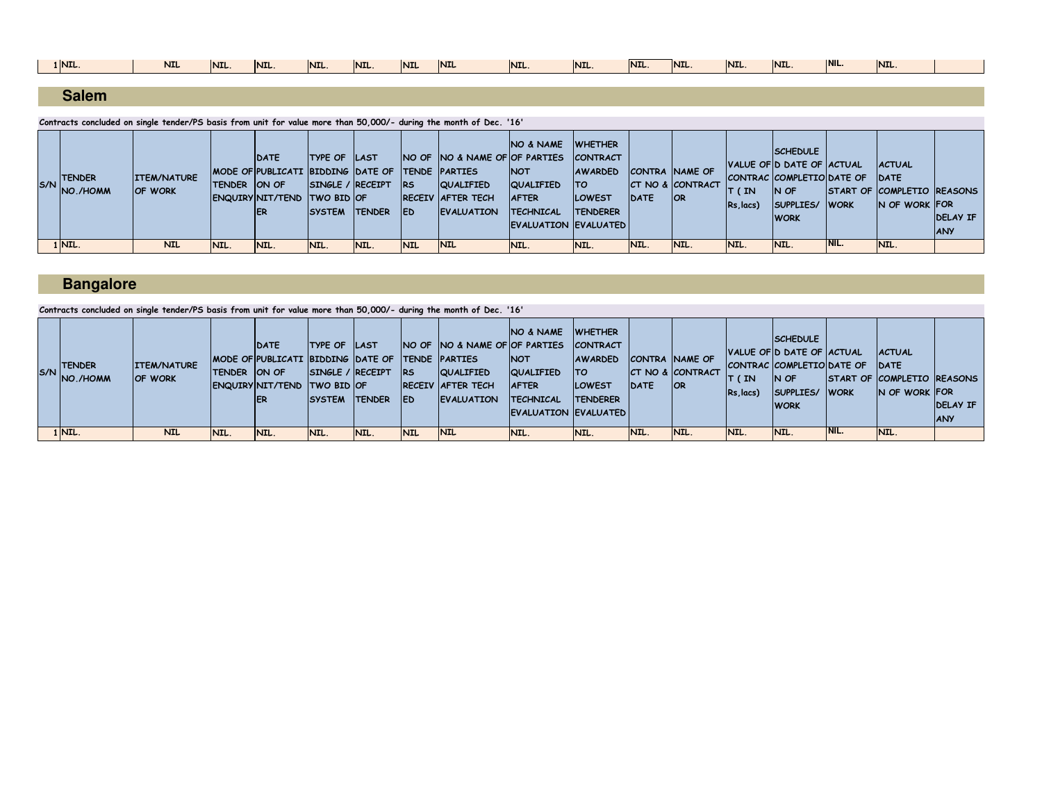| | | | | | | | | | | | | | | | | |
|---|---|---|---|---|---|---|---|---|---|---|---|---|---|---|---|---|
| 1 | NIL. | NIL | NIL. | NIL. | NIL. | NIL. | NIL | NIL | NIL. | NIL. | NIL. | NIL. | NIL. | NIL. | NIL. | NIL. |

## Salem

**Contracts concluded on single tender/PS basis from unit for value more than 50,000/- during the month of Dec. '16'**

| S/N | TENDER NO./HOMM | ITEM/NATURE OF WORK | MODE OF TENDER ENQUIRY | DATE PUBLICATION OF NIT/TENDER | TYPE OF BIDDING SINGLE / TWO BID SYSTEM | LAST DATE OF RECEIPT OF TENDER | NO OF TENDERS RECEIVED | NO & NAME OF PARTIES QUALIFIED AFTER TECH EVALUATION | NO & NAME OF PARTIES NOT QUALIFIED AFTER TECHNICAL EVALUATION | WHETHER CONTRACT AWARDED TO LOWEST TENDERER EVALUATED | CONTRACT NO & DATE | NAME OF CONTRACTOR | VALUE OF CONTRACT ( IN Rs,lacs) | SCHEDULED DATE OF COMPLETION OF SUPPLIES/ WORK | ACTUAL DATE OF START OF WORK | ACTUAL DATE COMPLETION OF WORK | REASONS FOR DELAY IF ANY |
|---|---|---|---|---|---|---|---|---|---|---|---|---|---|---|---|---|---|
| 1 | NIL. | NIL | NIL. | NIL. | NIL. | NIL. | NIL | NIL | NIL. | NIL. | NIL. | NIL. | NIL. | NIL. | NIL. | NIL. | |

## Bangalore

**Contracts concluded on single tender/PS basis from unit for value more than 50,000/- during the month of Dec. '16'**

| S/N | TENDER NO./HOMM | ITEM/NATURE OF WORK | MODE OF TENDER ENQUIRY | DATE PUBLICATION OF NIT/TENDER | TYPE OF BIDDING SINGLE / TWO BID SYSTEM | LAST DATE OF RECEIPT OF TENDER | NO OF TENDERS RECEIVED | NO & NAME OF PARTIES QUALIFIED AFTER TECH EVALUATION | NO & NAME OF PARTIES NOT QUALIFIED AFTER TECHNICAL EVALUATION | WHETHER CONTRACT AWARDED TO LOWEST TENDERER EVALUATED | CONTRACT NO & DATE | NAME OF CONTRACTOR | VALUE OF CONTRACT ( IN Rs,lacs) | SCHEDULED DATE OF COMPLETION OF SUPPLIES/ WORK | ACTUAL DATE OF START OF WORK | ACTUAL DATE COMPLETION OF WORK | REASONS FOR DELAY IF ANY |
|---|---|---|---|---|---|---|---|---|---|---|---|---|---|---|---|---|---|
| 1 | NIL. | NIL | NIL. | NIL. | NIL. | NIL. | NIL | NIL | NIL. | NIL. | NIL. | NIL. | NIL. | NIL. | NIL. | NIL. | |